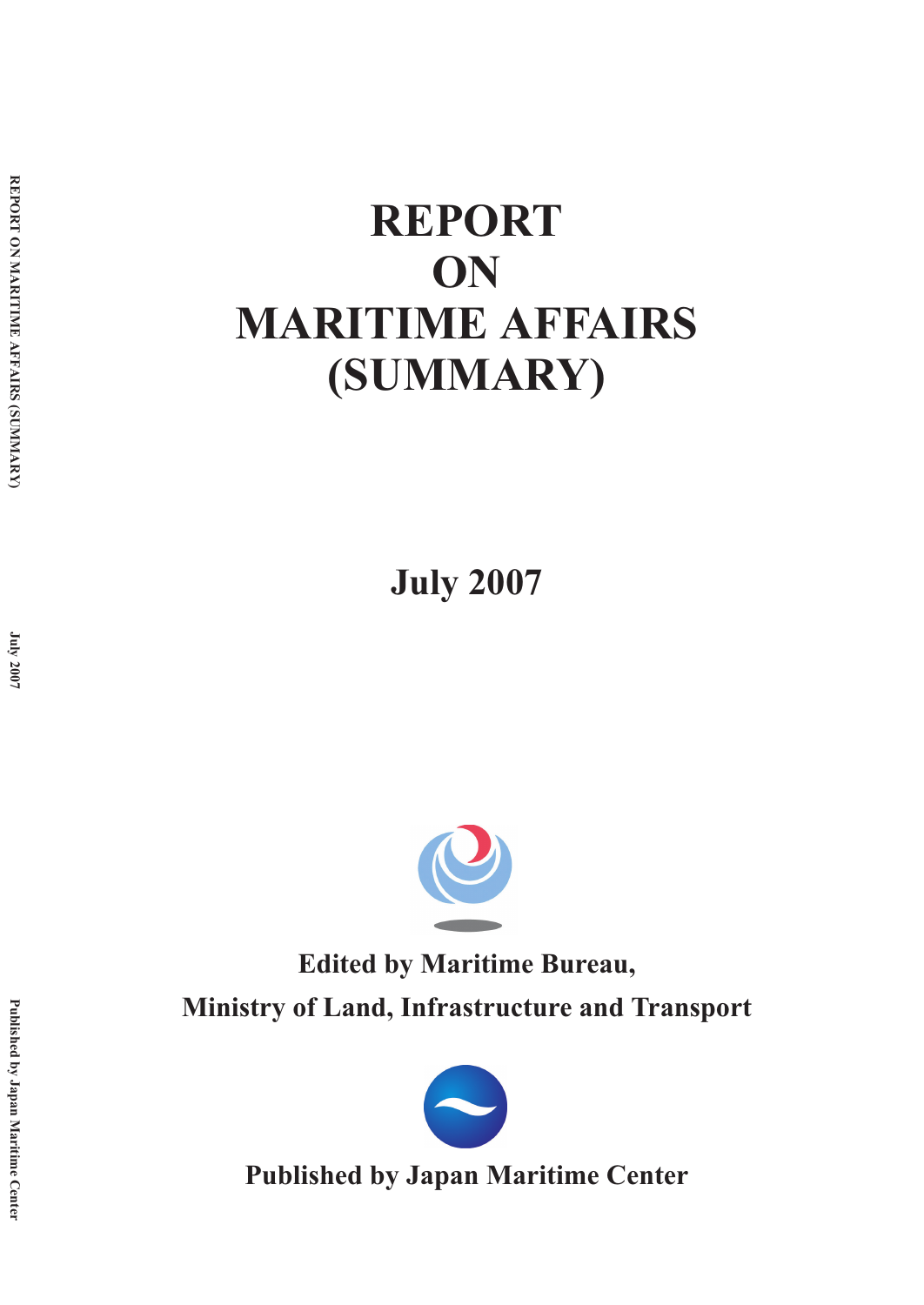# REPORT ON MARITIME AFFAIRS (SUMMARY)

**July 2007**

**Edited by Maritime Bureau, Ministry of Land, Infrastructure and Transport**

**Published by Japan Maritime Center**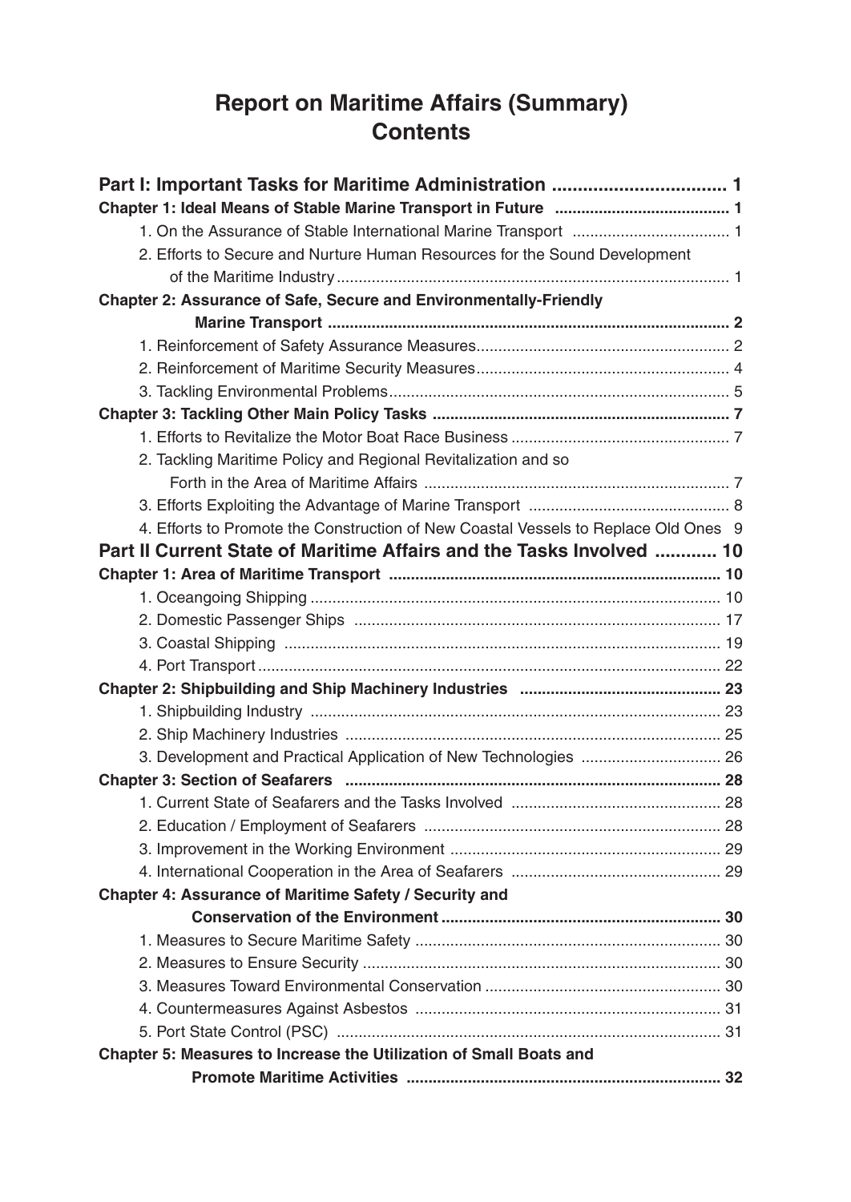# Report on Maritime Affairs (Summary)
# Contents

**Part I: Important Tasks for Maritime Administration .................................. 1**

**Chapter 1: Ideal Means of Stable Marine Transport in Future ........................................ 1**

1. On the Assurance of Stable International Marine Transport .................................... 1
2. Efforts to Secure and Nurture Human Resources for the Sound Development of the Maritime Industry ......................................................................................... 1

**Chapter 2: Assurance of Safe, Secure and Environmentally-Friendly Marine Transport ........................................................................................... 2**

1. Reinforcement of Safety Assurance Measures......................................................... 2
2. Reinforcement of Maritime Security Measures......................................................... 4
3. Tackling Environmental Problems............................................................................. 5

**Chapter 3: Tackling Other Main Policy Tasks ................................................................... 7**

1. Efforts to Revitalize the Motor Boat Race Business .................................................. 7
2. Tackling Maritime Policy and Regional Revitalization and so Forth in the Area of Maritime Affairs ..................................................................... 7
3. Efforts Exploiting the Advantage of Marine Transport ............................................. 8
4. Efforts to Promote the Construction of New Coastal Vessels to Replace Old Ones 9

**Part II Current State of Maritime Affairs and the Tasks Involved ............ 10**

**Chapter 1: Area of Maritime Transport ........................................................................... 10**

1. Oceangoing Shipping ............................................................................................. 10
2. Domestic Passenger Ships .................................................................................... 17
3. Coastal Shipping ................................................................................................... 19
4. Port Transport ......................................................................................................... 22

**Chapter 2: Shipbuilding and Ship Machinery Industries ............................................. 23**

1. Shipbuilding Industry ............................................................................................. 23
2. Ship Machinery Industries ..................................................................................... 25
3. Development and Practical Application of New Technologies ................................ 26

**Chapter 3: Section of Seafarers ..................................................................................... 28**

1. Current State of Seafarers and the Tasks Involved ................................................ 28
2. Education / Employment of Seafarers .................................................................... 28
3. Improvement in the Working Environment .............................................................. 29
4. International Cooperation in the Area of Seafarers ................................................ 29

**Chapter 4: Assurance of Maritime Safety / Security and Conservation of the Environment ................................................................ 30**

1. Measures to Secure Maritime Safety ...................................................................... 30
2. Measures to Ensure Security .................................................................................. 30
3. Measures Toward Environmental Conservation ...................................................... 30
4. Countermeasures Against Asbestos ...................................................................... 31
5. Port State Control (PSC) ....................................................................................... 31

**Chapter 5: Measures to Increase the Utilization of Small Boats and Promote Maritime Activities ....................................................................... 32**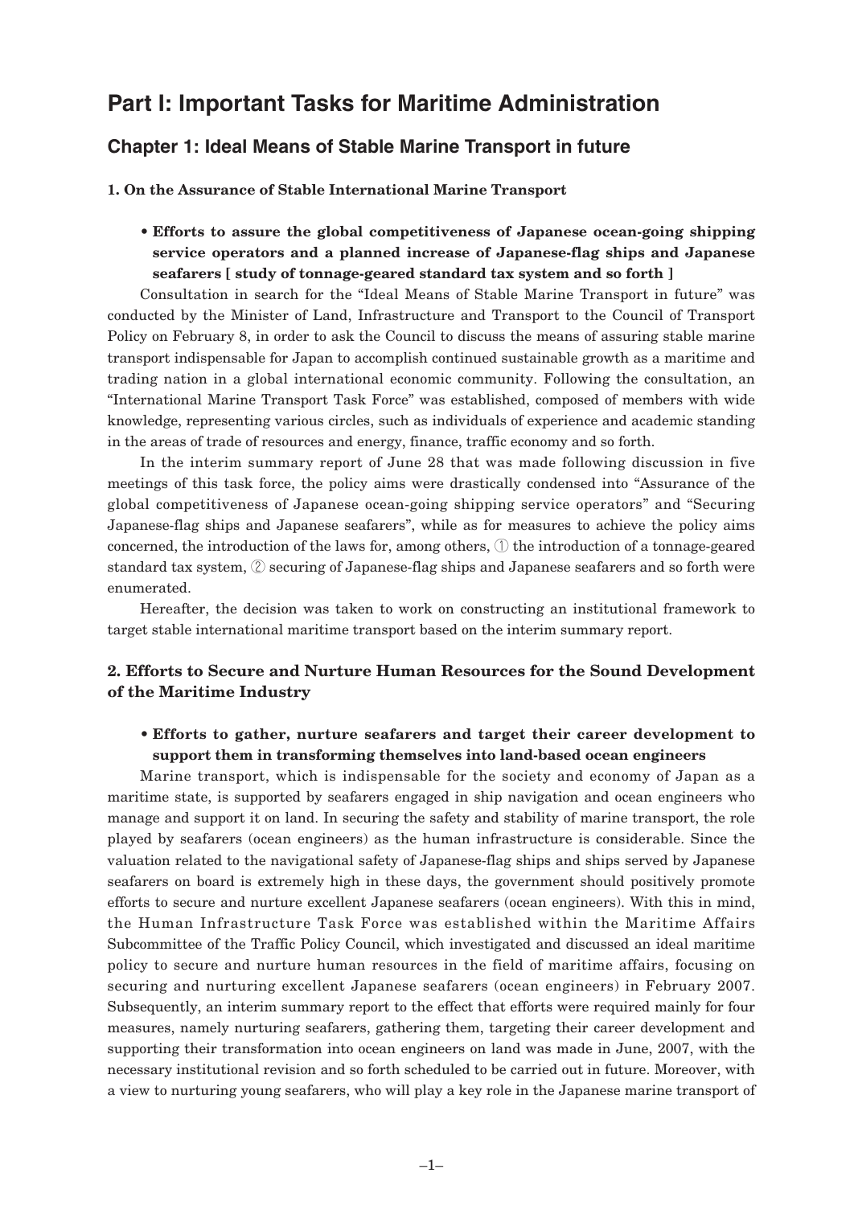# Part I: Important Tasks for Maritime Administration

## Chapter 1: Ideal Means of Stable Marine Transport in future

### 1. On the Assurance of Stable International Marine Transport

- **Efforts to assure the global competitiveness of Japanese ocean-going shipping service operators and a planned increase of Japanese-flag ships and Japanese seafarers [ study of tonnage-geared standard tax system and so forth ]**

Consultation in search for the "Ideal Means of Stable Marine Transport in future" was conducted by the Minister of Land, Infrastructure and Transport to the Council of Transport Policy on February 8, in order to ask the Council to discuss the means of assuring stable marine transport indispensable for Japan to accomplish continued sustainable growth as a maritime and trading nation in a global international economic community. Following the consultation, an "International Marine Transport Task Force" was established, composed of members with wide knowledge, representing various circles, such as individuals of experience and academic standing in the areas of trade of resources and energy, finance, traffic economy and so forth.

In the interim summary report of June 28 that was made following discussion in five meetings of this task force, the policy aims were drastically condensed into "Assurance of the global competitiveness of Japanese ocean-going shipping service operators" and "Securing Japanese-flag ships and Japanese seafarers", while as for measures to achieve the policy aims concerned, the introduction of the laws for, among others, ① the introduction of a tonnage-geared standard tax system, ② securing of Japanese-flag ships and Japanese seafarers and so forth were enumerated.

Hereafter, the decision was taken to work on constructing an institutional framework to target stable international maritime transport based on the interim summary report.

### 2. Efforts to Secure and Nurture Human Resources for the Sound Development of the Maritime Industry

- **Efforts to gather, nurture seafarers and target their career development to support them in transforming themselves into land-based ocean engineers**

Marine transport, which is indispensable for the society and economy of Japan as a maritime state, is supported by seafarers engaged in ship navigation and ocean engineers who manage and support it on land. In securing the safety and stability of marine transport, the role played by seafarers (ocean engineers) as the human infrastructure is considerable. Since the valuation related to the navigational safety of Japanese-flag ships and ships served by Japanese seafarers on board is extremely high in these days, the government should positively promote efforts to secure and nurture excellent Japanese seafarers (ocean engineers). With this in mind, the Human Infrastructure Task Force was established within the Maritime Affairs Subcommittee of the Traffic Policy Council, which investigated and discussed an ideal maritime policy to secure and nurture human resources in the field of maritime affairs, focusing on securing and nurturing excellent Japanese seafarers (ocean engineers) in February 2007. Subsequently, an interim summary report to the effect that efforts were required mainly for four measures, namely nurturing seafarers, gathering them, targeting their career development and supporting their transformation into ocean engineers on land was made in June, 2007, with the necessary institutional revision and so forth scheduled to be carried out in future. Moreover, with a view to nurturing young seafarers, who will play a key role in the Japanese marine transport of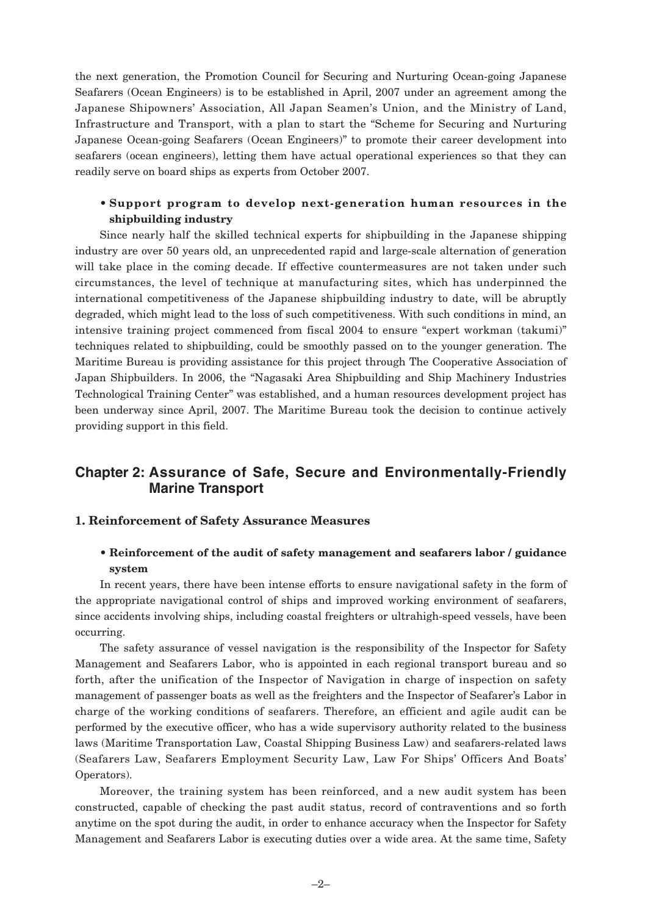the next generation, the Promotion Council for Securing and Nurturing Ocean-going Japanese Seafarers (Ocean Engineers) is to be established in April, 2007 under an agreement among the Japanese Shipowners' Association, All Japan Seamen's Union, and the Ministry of Land, Infrastructure and Transport, with a plan to start the "Scheme for Securing and Nurturing Japanese Ocean-going Seafarers (Ocean Engineers)" to promote their career development into seafarers (ocean engineers), letting them have actual operational experiences so that they can readily serve on board ships as experts from October 2007.

- **Support program to develop next-generation human resources in the shipbuilding industry**

Since nearly half the skilled technical experts for shipbuilding in the Japanese shipping industry are over 50 years old, an unprecedented rapid and large-scale alternation of generation will take place in the coming decade. If effective countermeasures are not taken under such circumstances, the level of technique at manufacturing sites, which has underpinned the international competitiveness of the Japanese shipbuilding industry to date, will be abruptly degraded, which might lead to the loss of such competitiveness. With such conditions in mind, an intensive training project commenced from fiscal 2004 to ensure "expert workman (takumi)" techniques related to shipbuilding, could be smoothly passed on to the younger generation. The Maritime Bureau is providing assistance for this project through The Cooperative Association of Japan Shipbuilders. In 2006, the "Nagasaki Area Shipbuilding and Ship Machinery Industries Technological Training Center" was established, and a human resources development project has been underway since April, 2007. The Maritime Bureau took the decision to continue actively providing support in this field.

## Chapter 2: Assurance of Safe, Secure and Environmentally-Friendly Marine Transport

### 1. Reinforcement of Safety Assurance Measures

- **Reinforcement of the audit of safety management and seafarers labor / guidance system**

In recent years, there have been intense efforts to ensure navigational safety in the form of the appropriate navigational control of ships and improved working environment of seafarers, since accidents involving ships, including coastal freighters or ultrahigh-speed vessels, have been occurring.

The safety assurance of vessel navigation is the responsibility of the Inspector for Safety Management and Seafarers Labor, who is appointed in each regional transport bureau and so forth, after the unification of the Inspector of Navigation in charge of inspection on safety management of passenger boats as well as the freighters and the Inspector of Seafarer's Labor in charge of the working conditions of seafarers. Therefore, an efficient and agile audit can be performed by the executive officer, who has a wide supervisory authority related to the business laws (Maritime Transportation Law, Coastal Shipping Business Law) and seafarers-related laws (Seafarers Law, Seafarers Employment Security Law, Law For Ships' Officers And Boats' Operators).

Moreover, the training system has been reinforced, and a new audit system has been constructed, capable of checking the past audit status, record of contraventions and so forth anytime on the spot during the audit, in order to enhance accuracy when the Inspector for Safety Management and Seafarers Labor is executing duties over a wide area. At the same time, Safety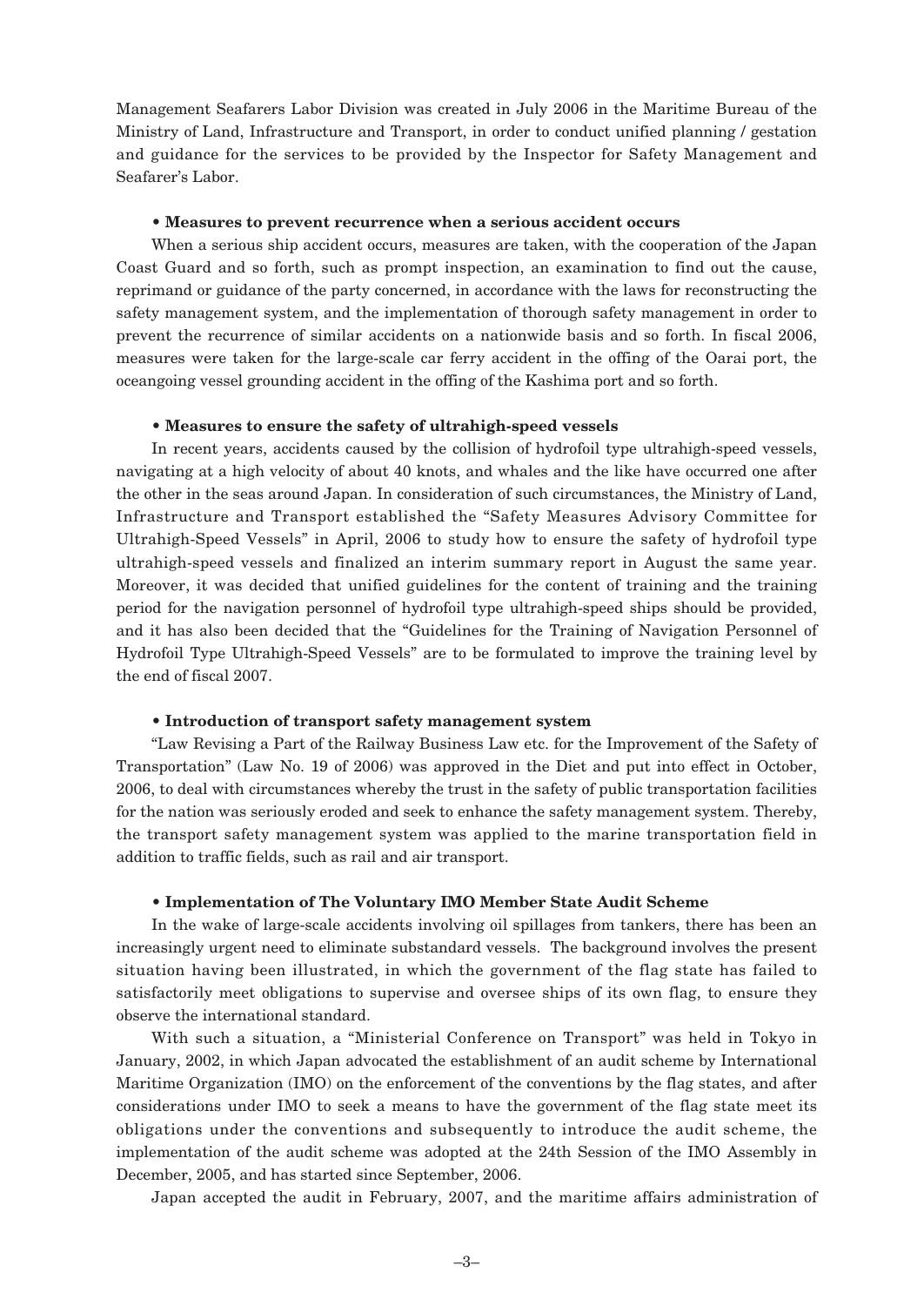Management Seafarers Labor Division was created in July 2006 in the Maritime Bureau of the Ministry of Land, Infrastructure and Transport, in order to conduct unified planning / gestation and guidance for the services to be provided by the Inspector for Safety Management and Seafarer's Labor.

**• Measures to prevent recurrence when a serious accident occurs**

When a serious ship accident occurs, measures are taken, with the cooperation of the Japan Coast Guard and so forth, such as prompt inspection, an examination to find out the cause, reprimand or guidance of the party concerned, in accordance with the laws for reconstructing the safety management system, and the implementation of thorough safety management in order to prevent the recurrence of similar accidents on a nationwide basis and so forth. In fiscal 2006, measures were taken for the large-scale car ferry accident in the offing of the Oarai port, the oceangoing vessel grounding accident in the offing of the Kashima port and so forth.

**• Measures to ensure the safety of ultrahigh-speed vessels**

In recent years, accidents caused by the collision of hydrofoil type ultrahigh-speed vessels, navigating at a high velocity of about 40 knots, and whales and the like have occurred one after the other in the seas around Japan. In consideration of such circumstances, the Ministry of Land, Infrastructure and Transport established the "Safety Measures Advisory Committee for Ultrahigh-Speed Vessels" in April, 2006 to study how to ensure the safety of hydrofoil type ultrahigh-speed vessels and finalized an interim summary report in August the same year. Moreover, it was decided that unified guidelines for the content of training and the training period for the navigation personnel of hydrofoil type ultrahigh-speed ships should be provided, and it has also been decided that the "Guidelines for the Training of Navigation Personnel of Hydrofoil Type Ultrahigh-Speed Vessels" are to be formulated to improve the training level by the end of fiscal 2007.

**• Introduction of transport safety management system**

"Law Revising a Part of the Railway Business Law etc. for the Improvement of the Safety of Transportation" (Law No. 19 of 2006) was approved in the Diet and put into effect in October, 2006, to deal with circumstances whereby the trust in the safety of public transportation facilities for the nation was seriously eroded and seek to enhance the safety management system. Thereby, the transport safety management system was applied to the marine transportation field in addition to traffic fields, such as rail and air transport.

**• Implementation of The Voluntary IMO Member State Audit Scheme**

In the wake of large-scale accidents involving oil spillages from tankers, there has been an increasingly urgent need to eliminate substandard vessels. The background involves the present situation having been illustrated, in which the government of the flag state has failed to satisfactorily meet obligations to supervise and oversee ships of its own flag, to ensure they observe the international standard.

With such a situation, a "Ministerial Conference on Transport" was held in Tokyo in January, 2002, in which Japan advocated the establishment of an audit scheme by International Maritime Organization (IMO) on the enforcement of the conventions by the flag states, and after considerations under IMO to seek a means to have the government of the flag state meet its obligations under the conventions and subsequently to introduce the audit scheme, the implementation of the audit scheme was adopted at the 24th Session of the IMO Assembly in December, 2005, and has started since September, 2006.

Japan accepted the audit in February, 2007, and the maritime affairs administration of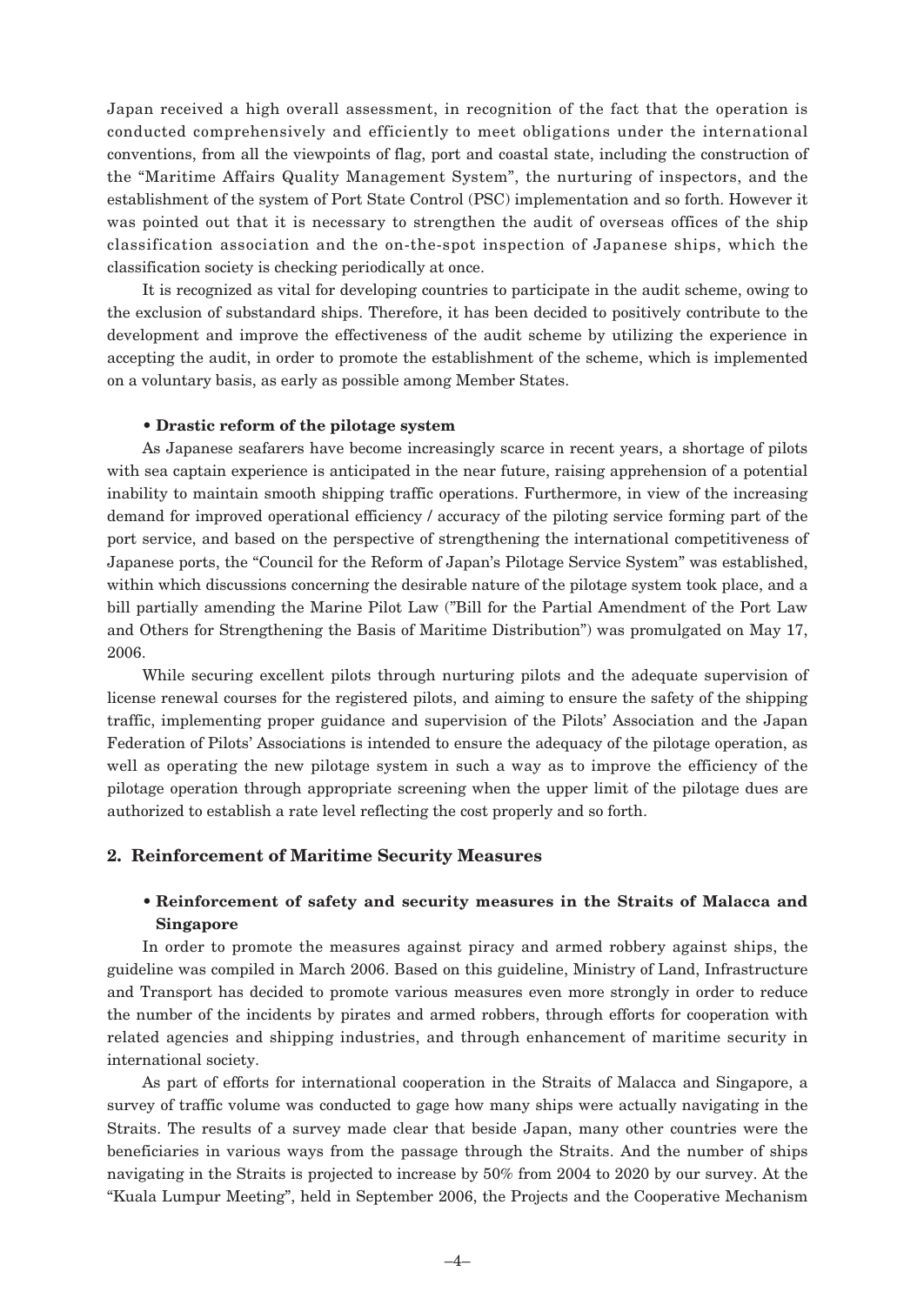Japan received a high overall assessment, in recognition of the fact that the operation is conducted comprehensively and efficiently to meet obligations under the international conventions, from all the viewpoints of flag, port and coastal state, including the construction of the "Maritime Affairs Quality Management System", the nurturing of inspectors, and the establishment of the system of Port State Control (PSC) implementation and so forth. However it was pointed out that it is necessary to strengthen the audit of overseas offices of the ship classification association and the on-the-spot inspection of Japanese ships, which the classification society is checking periodically at once.

It is recognized as vital for developing countries to participate in the audit scheme, owing to the exclusion of substandard ships. Therefore, it has been decided to positively contribute to the development and improve the effectiveness of the audit scheme by utilizing the experience in accepting the audit, in order to promote the establishment of the scheme, which is implemented on a voluntary basis, as early as possible among Member States.

**• Drastic reform of the pilotage system**

As Japanese seafarers have become increasingly scarce in recent years, a shortage of pilots with sea captain experience is anticipated in the near future, raising apprehension of a potential inability to maintain smooth shipping traffic operations. Furthermore, in view of the increasing demand for improved operational efficiency / accuracy of the piloting service forming part of the port service, and based on the perspective of strengthening the international competitiveness of Japanese ports, the "Council for the Reform of Japan's Pilotage Service System" was established, within which discussions concerning the desirable nature of the pilotage system took place, and a bill partially amending the Marine Pilot Law ("Bill for the Partial Amendment of the Port Law and Others for Strengthening the Basis of Maritime Distribution") was promulgated on May 17, 2006.

While securing excellent pilots through nurturing pilots and the adequate supervision of license renewal courses for the registered pilots, and aiming to ensure the safety of the shipping traffic, implementing proper guidance and supervision of the Pilots' Association and the Japan Federation of Pilots' Associations is intended to ensure the adequacy of the pilotage operation, as well as operating the new pilotage system in such a way as to improve the efficiency of the pilotage operation through appropriate screening when the upper limit of the pilotage dues are authorized to establish a rate level reflecting the cost properly and so forth.

## 2. Reinforcement of Maritime Security Measures

**• Reinforcement of safety and security measures in the Straits of Malacca and Singapore**

In order to promote the measures against piracy and armed robbery against ships, the guideline was compiled in March 2006. Based on this guideline, Ministry of Land, Infrastructure and Transport has decided to promote various measures even more strongly in order to reduce the number of the incidents by pirates and armed robbers, through efforts for cooperation with related agencies and shipping industries, and through enhancement of maritime security in international society.

As part of efforts for international cooperation in the Straits of Malacca and Singapore, a survey of traffic volume was conducted to gage how many ships were actually navigating in the Straits. The results of a survey made clear that beside Japan, many other countries were the beneficiaries in various ways from the passage through the Straits. And the number of ships navigating in the Straits is projected to increase by 50% from 2004 to 2020 by our survey. At the "Kuala Lumpur Meeting", held in September 2006, the Projects and the Cooperative Mechanism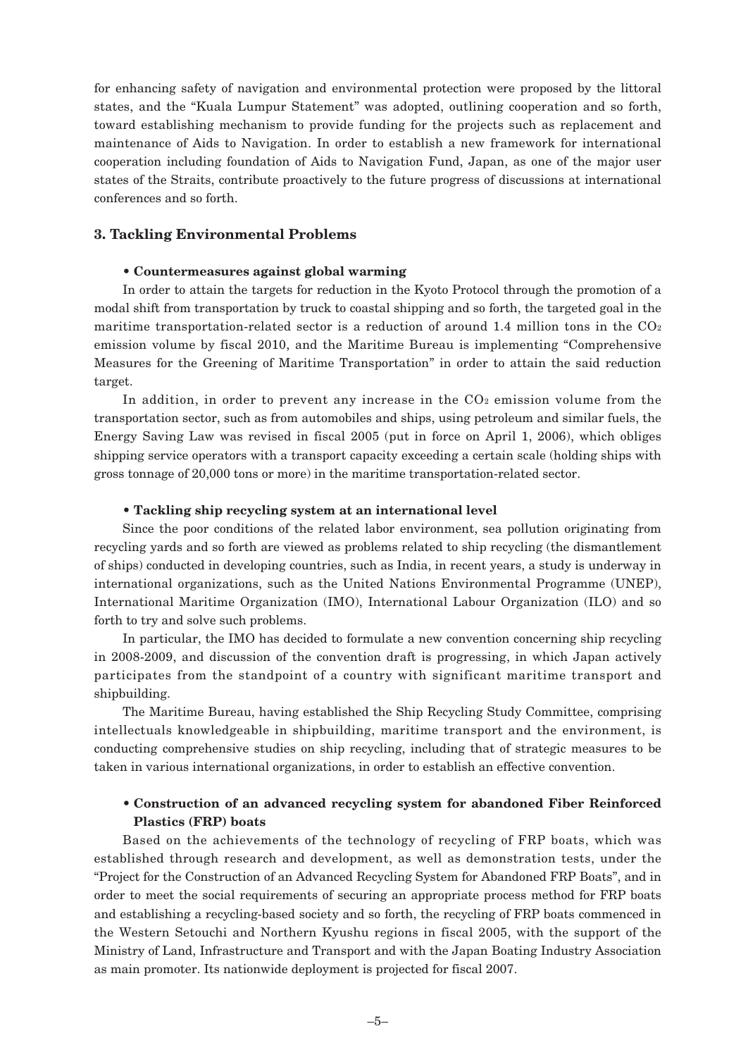for enhancing safety of navigation and environmental protection were proposed by the littoral states, and the "Kuala Lumpur Statement" was adopted, outlining cooperation and so forth, toward establishing mechanism to provide funding for the projects such as replacement and maintenance of Aids to Navigation. In order to establish a new framework for international cooperation including foundation of Aids to Navigation Fund, Japan, as one of the major user states of the Straits, contribute proactively to the future progress of discussions at international conferences and so forth.

## 3. Tackling Environmental Problems

**• Countermeasures against global warming**

In order to attain the targets for reduction in the Kyoto Protocol through the promotion of a modal shift from transportation by truck to coastal shipping and so forth, the targeted goal in the maritime transportation-related sector is a reduction of around 1.4 million tons in the $CO_2$ emission volume by fiscal 2010, and the Maritime Bureau is implementing "Comprehensive Measures for the Greening of Maritime Transportation" in order to attain the said reduction target.

In addition, in order to prevent any increase in the $CO_2$ emission volume from the transportation sector, such as from automobiles and ships, using petroleum and similar fuels, the Energy Saving Law was revised in fiscal 2005 (put in force on April 1, 2006), which obliges shipping service operators with a transport capacity exceeding a certain scale (holding ships with gross tonnage of 20,000 tons or more) in the maritime transportation-related sector.

**• Tackling ship recycling system at an international level**

Since the poor conditions of the related labor environment, sea pollution originating from recycling yards and so forth are viewed as problems related to ship recycling (the dismantlement of ships) conducted in developing countries, such as India, in recent years, a study is underway in international organizations, such as the United Nations Environmental Programme (UNEP), International Maritime Organization (IMO), International Labour Organization (ILO) and so forth to try and solve such problems.

In particular, the IMO has decided to formulate a new convention concerning ship recycling in 2008-2009, and discussion of the convention draft is progressing, in which Japan actively participates from the standpoint of a country with significant maritime transport and shipbuilding.

The Maritime Bureau, having established the Ship Recycling Study Committee, comprising intellectuals knowledgeable in shipbuilding, maritime transport and the environment, is conducting comprehensive studies on ship recycling, including that of strategic measures to be taken in various international organizations, in order to establish an effective convention.

**• Construction of an advanced recycling system for abandoned Fiber Reinforced Plastics (FRP) boats**

Based on the achievements of the technology of recycling of FRP boats, which was established through research and development, as well as demonstration tests, under the "Project for the Construction of an Advanced Recycling System for Abandoned FRP Boats", and in order to meet the social requirements of securing an appropriate process method for FRP boats and establishing a recycling-based society and so forth, the recycling of FRP boats commenced in the Western Setouchi and Northern Kyushu regions in fiscal 2005, with the support of the Ministry of Land, Infrastructure and Transport and with the Japan Boating Industry Association as main promoter. Its nationwide deployment is projected for fiscal 2007.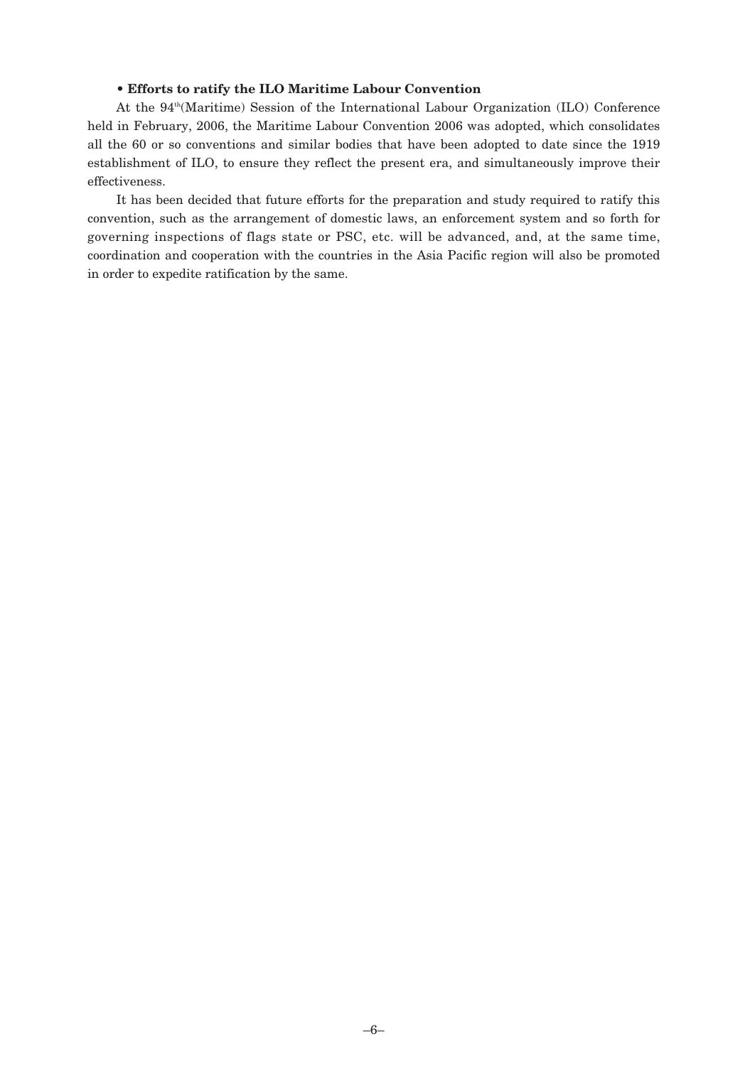**• Efforts to ratify the ILO Maritime Labour Convention**

At the 94th (Maritime) Session of the International Labour Organization (ILO) Conference held in February, 2006, the Maritime Labour Convention 2006 was adopted, which consolidates all the 60 or so conventions and similar bodies that have been adopted to date since the 1919 establishment of ILO, to ensure they reflect the present era, and simultaneously improve their effectiveness.

It has been decided that future efforts for the preparation and study required to ratify this convention, such as the arrangement of domestic laws, an enforcement system and so forth for governing inspections of flags state or PSC, etc. will be advanced, and, at the same time, coordination and cooperation with the countries in the Asia Pacific region will also be promoted in order to expedite ratification by the same.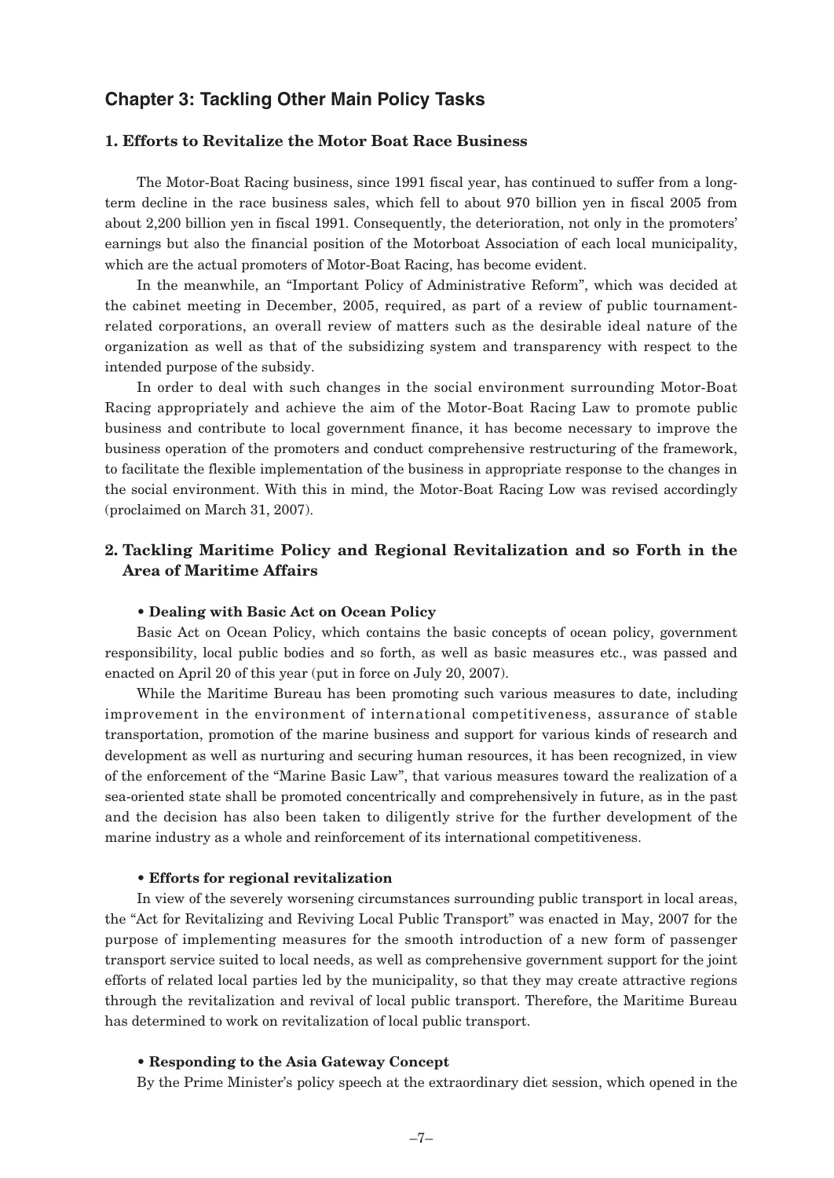## Chapter 3: Tackling Other Main Policy Tasks

### 1. Efforts to Revitalize the Motor Boat Race Business

The Motor-Boat Racing business, since 1991 fiscal year, has continued to suffer from a long-term decline in the race business sales, which fell to about 970 billion yen in fiscal 2005 from about 2,200 billion yen in fiscal 1991. Consequently, the deterioration, not only in the promoters' earnings but also the financial position of the Motorboat Association of each local municipality, which are the actual promoters of Motor-Boat Racing, has become evident.

In the meanwhile, an "Important Policy of Administrative Reform", which was decided at the cabinet meeting in December, 2005, required, as part of a review of public tournament-related corporations, an overall review of matters such as the desirable ideal nature of the organization as well as that of the subsidizing system and transparency with respect to the intended purpose of the subsidy.

In order to deal with such changes in the social environment surrounding Motor-Boat Racing appropriately and achieve the aim of the Motor-Boat Racing Law to promote public business and contribute to local government finance, it has become necessary to improve the business operation of the promoters and conduct comprehensive restructuring of the framework, to facilitate the flexible implementation of the business in appropriate response to the changes in the social environment. With this in mind, the Motor-Boat Racing Low was revised accordingly (proclaimed on March 31, 2007).

### 2. Tackling Maritime Policy and Regional Revitalization and so Forth in the Area of Maritime Affairs

**• Dealing with Basic Act on Ocean Policy**

Basic Act on Ocean Policy, which contains the basic concepts of ocean policy, government responsibility, local public bodies and so forth, as well as basic measures etc., was passed and enacted on April 20 of this year (put in force on July 20, 2007).

While the Maritime Bureau has been promoting such various measures to date, including improvement in the environment of international competitiveness, assurance of stable transportation, promotion of the marine business and support for various kinds of research and development as well as nurturing and securing human resources, it has been recognized, in view of the enforcement of the "Marine Basic Law", that various measures toward the realization of a sea-oriented state shall be promoted concentrically and comprehensively in future, as in the past and the decision has also been taken to diligently strive for the further development of the marine industry as a whole and reinforcement of its international competitiveness.

**• Efforts for regional revitalization**

In view of the severely worsening circumstances surrounding public transport in local areas, the "Act for Revitalizing and Reviving Local Public Transport" was enacted in May, 2007 for the purpose of implementing measures for the smooth introduction of a new form of passenger transport service suited to local needs, as well as comprehensive government support for the joint efforts of related local parties led by the municipality, so that they may create attractive regions through the revitalization and revival of local public transport. Therefore, the Maritime Bureau has determined to work on revitalization of local public transport.

**• Responding to the Asia Gateway Concept**

By the Prime Minister's policy speech at the extraordinary diet session, which opened in the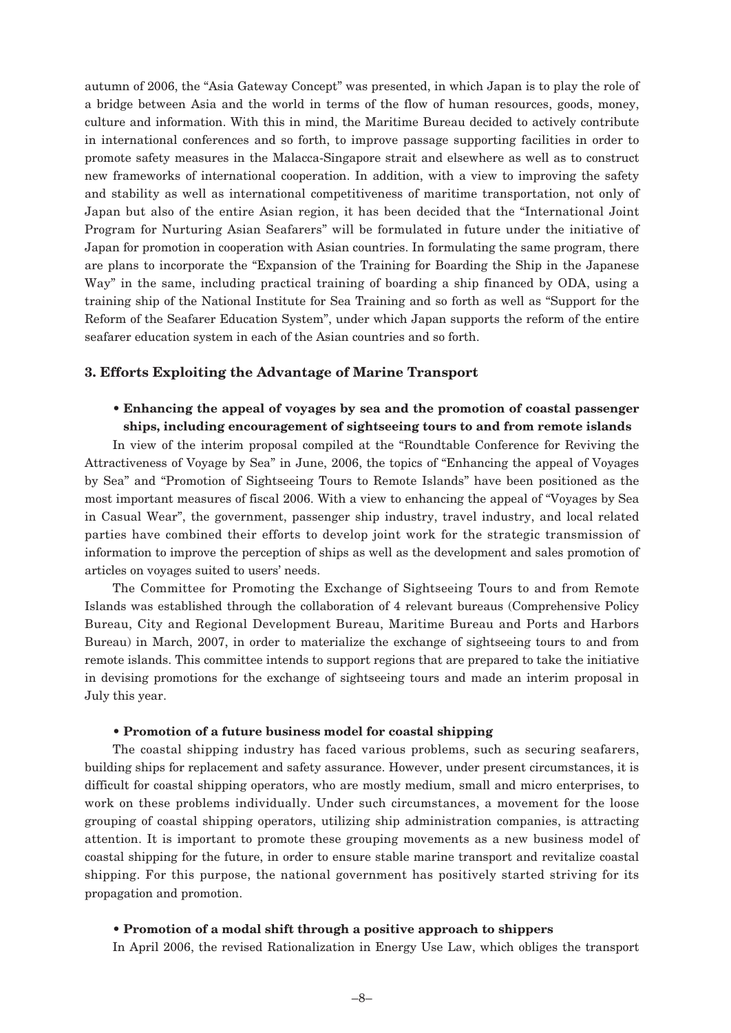autumn of 2006, the "Asia Gateway Concept" was presented, in which Japan is to play the role of a bridge between Asia and the world in terms of the flow of human resources, goods, money, culture and information. With this in mind, the Maritime Bureau decided to actively contribute in international conferences and so forth, to improve passage supporting facilities in order to promote safety measures in the Malacca-Singapore strait and elsewhere as well as to construct new frameworks of international cooperation. In addition, with a view to improving the safety and stability as well as international competitiveness of maritime transportation, not only of Japan but also of the entire Asian region, it has been decided that the "International Joint Program for Nurturing Asian Seafarers" will be formulated in future under the initiative of Japan for promotion in cooperation with Asian countries. In formulating the same program, there are plans to incorporate the "Expansion of the Training for Boarding the Ship in the Japanese Way" in the same, including practical training of boarding a ship financed by ODA, using a training ship of the National Institute for Sea Training and so forth as well as "Support for the Reform of the Seafarer Education System", under which Japan supports the reform of the entire seafarer education system in each of the Asian countries and so forth.

### 3. Efforts Exploiting the Advantage of Marine Transport

- **Enhancing the appeal of voyages by sea and the promotion of coastal passenger ships, including encouragement of sightseeing tours to and from remote islands**

In view of the interim proposal compiled at the "Roundtable Conference for Reviving the Attractiveness of Voyage by Sea" in June, 2006, the topics of "Enhancing the appeal of Voyages by Sea" and "Promotion of Sightseeing Tours to Remote Islands" have been positioned as the most important measures of fiscal 2006. With a view to enhancing the appeal of "Voyages by Sea in Casual Wear", the government, passenger ship industry, travel industry, and local related parties have combined their efforts to develop joint work for the strategic transmission of information to improve the perception of ships as well as the development and sales promotion of articles on voyages suited to users' needs.

The Committee for Promoting the Exchange of Sightseeing Tours to and from Remote Islands was established through the collaboration of 4 relevant bureaus (Comprehensive Policy Bureau, City and Regional Development Bureau, Maritime Bureau and Ports and Harbors Bureau) in March, 2007, in order to materialize the exchange of sightseeing tours to and from remote islands. This committee intends to support regions that are prepared to take the initiative in devising promotions for the exchange of sightseeing tours and made an interim proposal in July this year.

- **Promotion of a future business model for coastal shipping**

The coastal shipping industry has faced various problems, such as securing seafarers, building ships for replacement and safety assurance. However, under present circumstances, it is difficult for coastal shipping operators, who are mostly medium, small and micro enterprises, to work on these problems individually. Under such circumstances, a movement for the loose grouping of coastal shipping operators, utilizing ship administration companies, is attracting attention. It is important to promote these grouping movements as a new business model of coastal shipping for the future, in order to ensure stable marine transport and revitalize coastal shipping. For this purpose, the national government has positively started striving for its propagation and promotion.

- **Promotion of a modal shift through a positive approach to shippers**

In April 2006, the revised Rationalization in Energy Use Law, which obliges the transport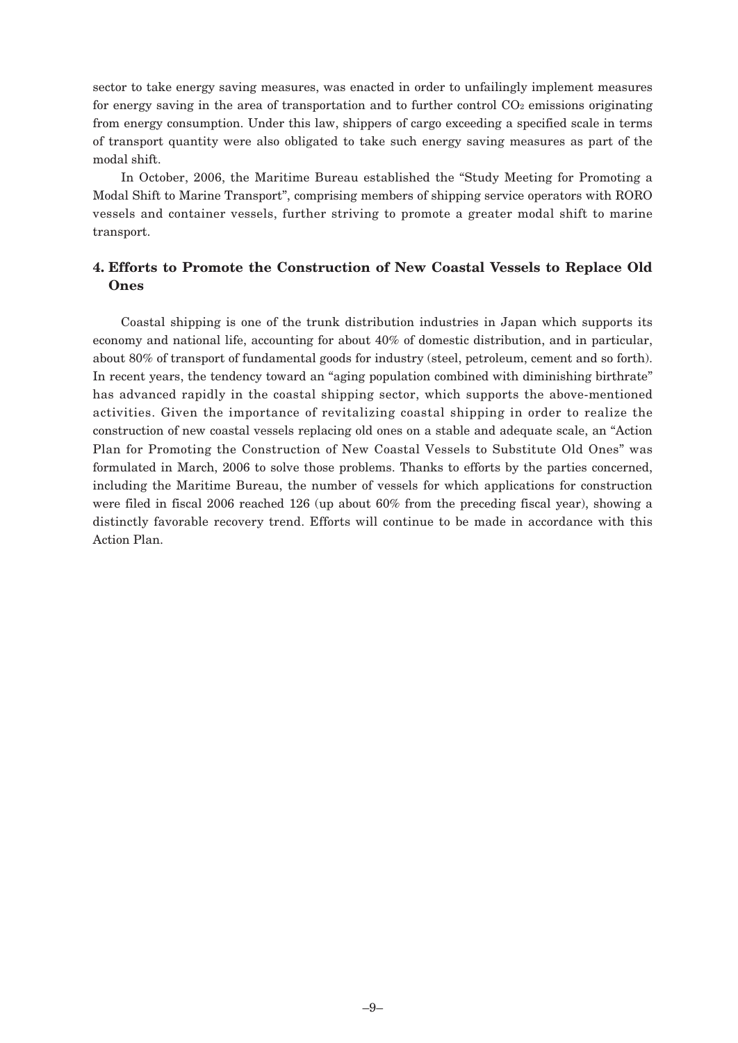sector to take energy saving measures, was enacted in order to unfailingly implement measures for energy saving in the area of transportation and to further control $CO_2$ emissions originating from energy consumption. Under this law, shippers of cargo exceeding a specified scale in terms of transport quantity were also obligated to take such energy saving measures as part of the modal shift.

In October, 2006, the Maritime Bureau established the "Study Meeting for Promoting a Modal Shift to Marine Transport", comprising members of shipping service operators with RORO vessels and container vessels, further striving to promote a greater modal shift to marine transport.

## 4. Efforts to Promote the Construction of New Coastal Vessels to Replace Old Ones

Coastal shipping is one of the trunk distribution industries in Japan which supports its economy and national life, accounting for about 40% of domestic distribution, and in particular, about 80% of transport of fundamental goods for industry (steel, petroleum, cement and so forth). In recent years, the tendency toward an "aging population combined with diminishing birthrate" has advanced rapidly in the coastal shipping sector, which supports the above-mentioned activities. Given the importance of revitalizing coastal shipping in order to realize the construction of new coastal vessels replacing old ones on a stable and adequate scale, an "Action Plan for Promoting the Construction of New Coastal Vessels to Substitute Old Ones" was formulated in March, 2006 to solve those problems. Thanks to efforts by the parties concerned, including the Maritime Bureau, the number of vessels for which applications for construction were filed in fiscal 2006 reached 126 (up about 60% from the preceding fiscal year), showing a distinctly favorable recovery trend. Efforts will continue to be made in accordance with this Action Plan.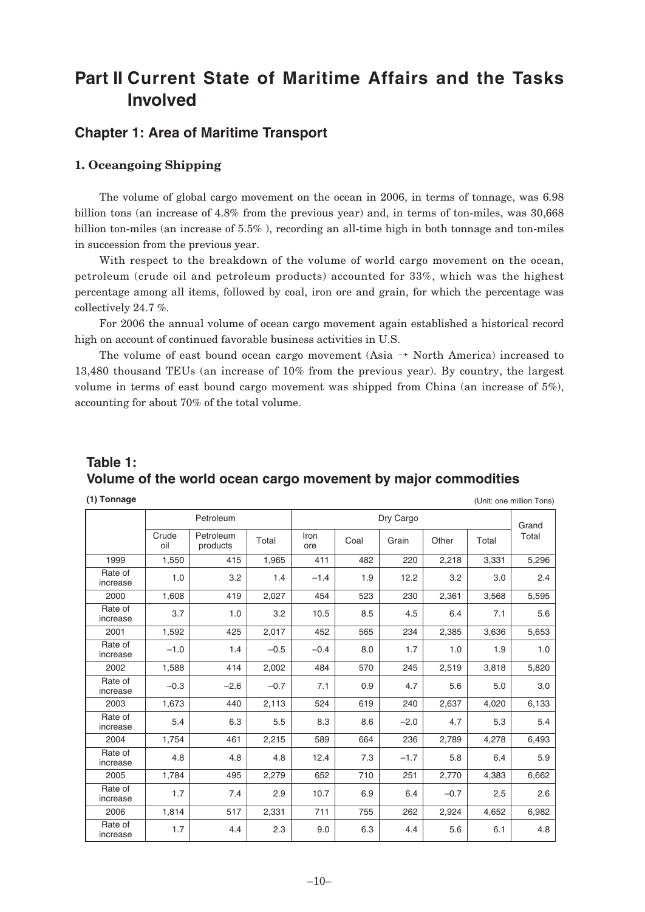# Part II Current State of Maritime Affairs and the Tasks Involved

## Chapter 1: Area of Maritime Transport

### 1. Oceangoing Shipping

The volume of global cargo movement on the ocean in 2006, in terms of tonnage, was 6.98 billion tons (an increase of 4.8% from the previous year) and, in terms of ton-miles, was 30,668 billion ton-miles (an increase of 5.5% ), recording an all-time high in both tonnage and ton-miles in succession from the previous year.

With respect to the breakdown of the volume of world cargo movement on the ocean, petroleum (crude oil and petroleum products) accounted for 33%, which was the highest percentage among all items, followed by coal, iron ore and grain, for which the percentage was collectively 24.7 %.

For 2006 the annual volume of ocean cargo movement again established a historical record high on account of continued favorable business activities in U.S.

The volume of east bound ocean cargo movement (Asia → North America) increased to 13,480 thousand TEUs (an increase of 10% from the previous year). By country, the largest volume in terms of east bound cargo movement was shipped from China (an increase of 5%), accounting for about 70% of the total volume.

## Table 1: Volume of the world ocean cargo movement by major commodities

**(1) Tonnage** (Unit: one million Tons)

| | Petroleum | | | Dry Cargo | | | | | Grand Total |
|---|---|---|---|---|---|---|---|---|---|
| | Crude oil | Petroleum products | Total | Iron ore | Coal | Grain | Other | Total | |
| 1999 | 1,550 | 415 | 1,965 | 411 | 482 | 220 | 2,218 | 3,331 | 5,296 |
| Rate of increase | 1.0 | 3.2 | 1.4 | −1.4 | 1.9 | 12.2 | 3.2 | 3.0 | 2.4 |
| 2000 | 1,608 | 419 | 2,027 | 454 | 523 | 230 | 2,361 | 3,568 | 5,595 |
| Rate of increase | 3.7 | 1.0 | 3.2 | 10.5 | 8.5 | 4.5 | 6.4 | 7.1 | 5.6 |
| 2001 | 1,592 | 425 | 2,017 | 452 | 565 | 234 | 2,385 | 3,636 | 5,653 |
| Rate of increase | −1.0 | 1.4 | −0.5 | −0.4 | 8.0 | 1.7 | 1.0 | 1.9 | 1.0 |
| 2002 | 1,588 | 414 | 2,002 | 484 | 570 | 245 | 2,519 | 3,818 | 5,820 |
| Rate of increase | −0.3 | −2.6 | −0.7 | 7.1 | 0.9 | 4.7 | 5.6 | 5.0 | 3.0 |
| 2003 | 1,673 | 440 | 2,113 | 524 | 619 | 240 | 2,637 | 4,020 | 6,133 |
| Rate of increase | 5.4 | 6.3 | 5.5 | 8.3 | 8.6 | −2.0 | 4.7 | 5.3 | 5.4 |
| 2004 | 1,754 | 461 | 2,215 | 589 | 664 | 236 | 2,789 | 4,278 | 6,493 |
| Rate of increase | 4.8 | 4.8 | 4.8 | 12.4 | 7.3 | −1.7 | 5.8 | 6.4 | 5.9 |
| 2005 | 1,784 | 495 | 2,279 | 652 | 710 | 251 | 2,770 | 4,383 | 6,662 |
| Rate of increase | 1.7 | 7.4 | 2.9 | 10.7 | 6.9 | 6.4 | −0.7 | 2.5 | 2.6 |
| 2006 | 1,814 | 517 | 2,331 | 711 | 755 | 262 | 2,924 | 4,652 | 6,982 |
| Rate of increase | 1.7 | 4.4 | 2.3 | 9.0 | 6.3 | 4.4 | 5.6 | 6.1 | 4.8 |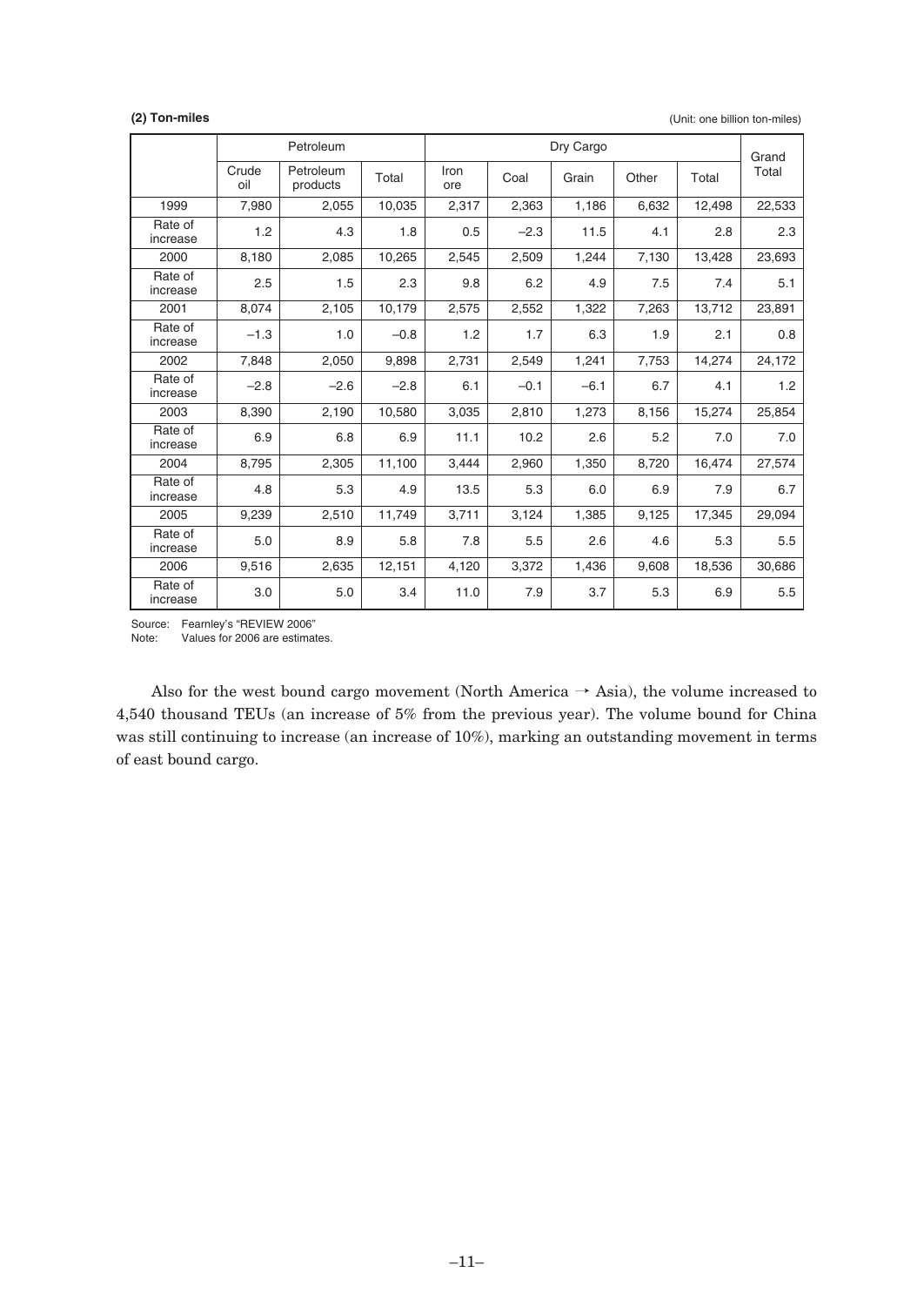**(2) Ton-miles**

(Unit: one billion ton-miles)

| | Petroleum | | | Dry Cargo | | | | | Grand Total |
|---|---|---|---|---|---|---|---|---|---|
| | Crude oil | Petroleum products | Total | Iron ore | Coal | Grain | Other | Total | |
| 1999 | 7,980 | 2,055 | 10,035 | 2,317 | 2,363 | 1,186 | 6,632 | 12,498 | 22,533 |
| Rate of increase | 1.2 | 4.3 | 1.8 | 0.5 | −2.3 | 11.5 | 4.1 | 2.8 | 2.3 |
| 2000 | 8,180 | 2,085 | 10,265 | 2,545 | 2,509 | 1,244 | 7,130 | 13,428 | 23,693 |
| Rate of increase | 2.5 | 1.5 | 2.3 | 9.8 | 6.2 | 4.9 | 7.5 | 7.4 | 5.1 |
| 2001 | 8,074 | 2,105 | 10,179 | 2,575 | 2,552 | 1,322 | 7,263 | 13,712 | 23,891 |
| Rate of increase | −1.3 | 1.0 | −0.8 | 1.2 | 1.7 | 6.3 | 1.9 | 2.1 | 0.8 |
| 2002 | 7,848 | 2,050 | 9,898 | 2,731 | 2,549 | 1,241 | 7,753 | 14,274 | 24,172 |
| Rate of increase | −2.8 | −2.6 | −2.8 | 6.1 | −0.1 | −6.1 | 6.7 | 4.1 | 1.2 |
| 2003 | 8,390 | 2,190 | 10,580 | 3,035 | 2,810 | 1,273 | 8,156 | 15,274 | 25,854 |
| Rate of increase | 6.9 | 6.8 | 6.9 | 11.1 | 10.2 | 2.6 | 5.2 | 7.0 | 7.0 |
| 2004 | 8,795 | 2,305 | 11,100 | 3,444 | 2,960 | 1,350 | 8,720 | 16,474 | 27,574 |
| Rate of increase | 4.8 | 5.3 | 4.9 | 13.5 | 5.3 | 6.0 | 6.9 | 7.9 | 6.7 |
| 2005 | 9,239 | 2,510 | 11,749 | 3,711 | 3,124 | 1,385 | 9,125 | 17,345 | 29,094 |
| Rate of increase | 5.0 | 8.9 | 5.8 | 7.8 | 5.5 | 2.6 | 4.6 | 5.3 | 5.5 |
| 2006 | 9,516 | 2,635 | 12,151 | 4,120 | 3,372 | 1,436 | 9,608 | 18,536 | 30,686 |
| Rate of increase | 3.0 | 5.0 | 3.4 | 11.0 | 7.9 | 3.7 | 5.3 | 6.9 | 5.5 |

Source: Fearnley's "REVIEW 2006"
Note: Values for 2006 are estimates.

Also for the west bound cargo movement (North America → Asia), the volume increased to 4,540 thousand TEUs (an increase of 5% from the previous year). The volume bound for China was still continuing to increase (an increase of 10%), marking an outstanding movement in terms of east bound cargo.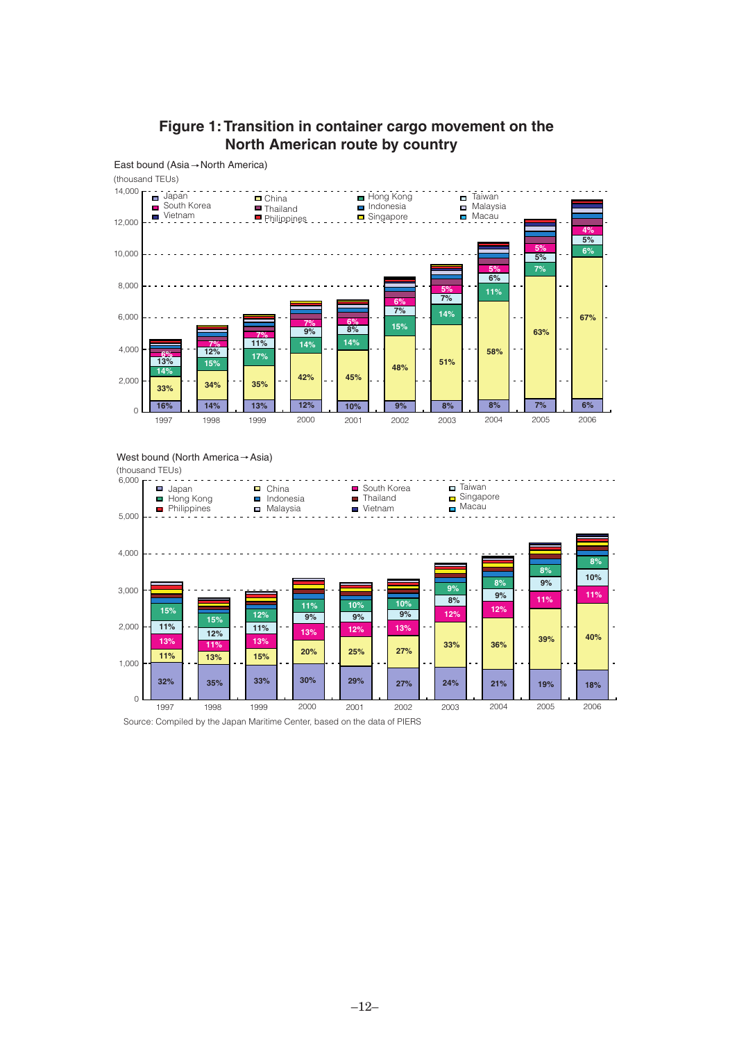# Figure 1: Transition in container cargo movement on the North American route by country

East bound (Asia → North America)

(thousand TEUs)

| Year | Japan | China | Hong Kong | Taiwan | South Korea |
|---|---|---|---|---|---|
| 1997 | 16% | 33% | 14% | 13% | 6% |
| 1998 | 14% | 34% | 15% | 12% | 7% |
| 1999 | 13% | 35% | 17% | 11% | 7% |
| 2000 | 12% | 42% | 14% | 9% | 7% |
| 2001 | 10% | 45% | 14% | 8% | 6% |
| 2002 | 9% | 48% | 15% | 7% | 6% |
| 2003 | 8% | 51% | 14% | 7% | 5% |
| 2004 | 8% | 58% | 11% | 6% | 5% |
| 2005 | 7% | 63% | 7% | 5% | 5% |
| 2006 | 6% | 67% | 6% | 5% | 4% |

West bound (North America → Asia)

(thousand TEUs)

| Year | Japan | China | South Korea | Taiwan | Hong Kong |
|---|---|---|---|---|---|
| 1997 | 32% | 11% | 13% | 11% | 15% |
| 1998 | 35% | 13% | 11% | 12% | 15% |
| 1999 | 33% | 15% | 13% | 11% | 12% |
| 2000 | 30% | 20% | 13% | 9% | 11% |
| 2001 | 29% | 25% | 12% | 9% | 10% |
| 2002 | 27% | 27% | 13% | 9% | 10% |
| 2003 | 24% | 33% | 12% | 8% | 9% |
| 2004 | 21% | 36% | 12% | 9% | 8% |
| 2005 | 19% | 39% | 11% | 9% | 8% |
| 2006 | 18% | 40% | 11% | 10% | 8% |

Source: Compiled by the Japan Maritime Center, based on the data of PIERS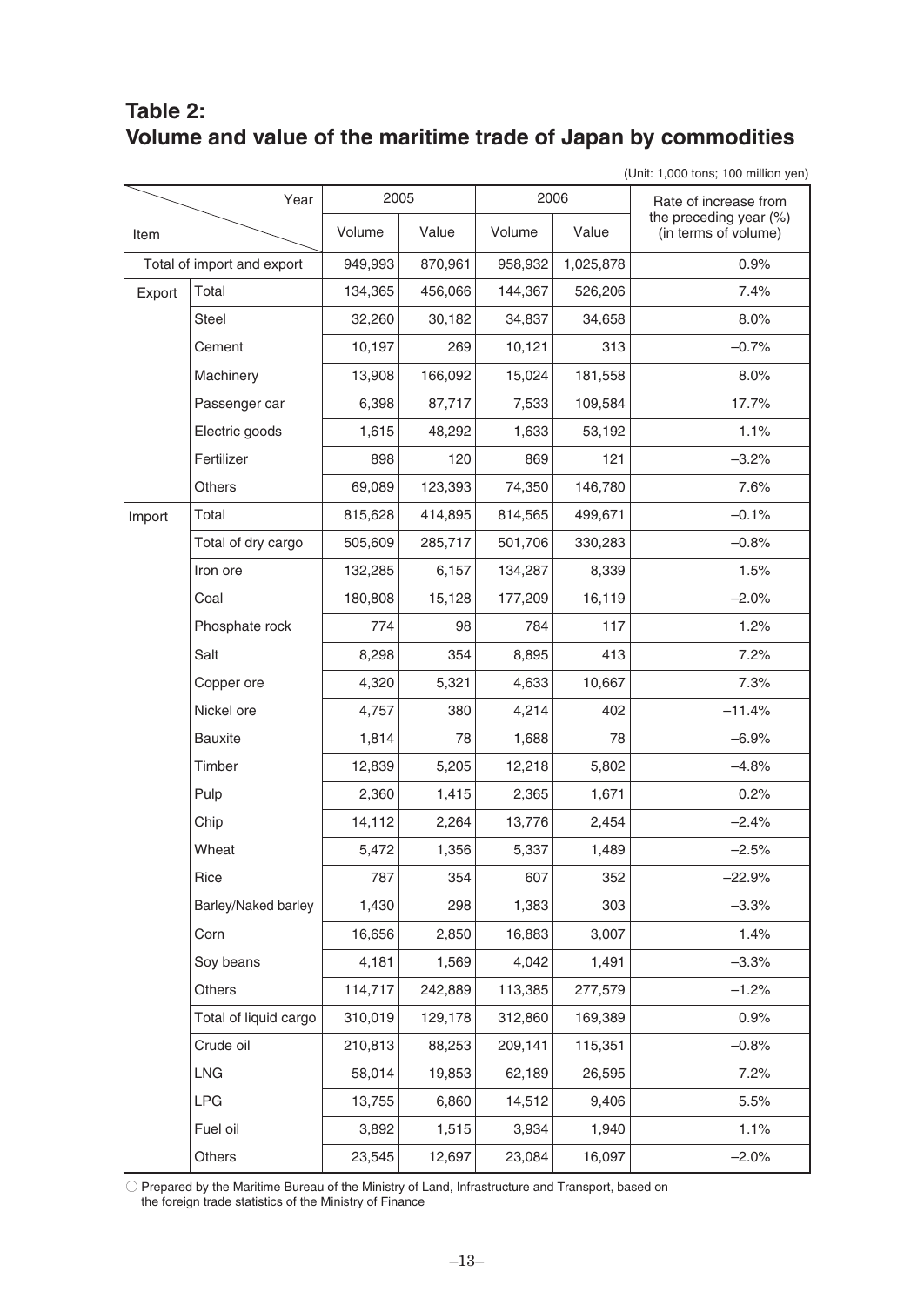## Table 2:
## Volume and value of the maritime trade of Japan by commodities

(Unit: 1,000 tons; 100 million yen)

| Item | | 2005 | | 2006 | | Rate of increase from the preceding year (%) (in terms of volume) |
|---|---|---|---|---|---|---|
| | | Volume | Value | Volume | Value | |
| Total of import and export | | 949,993 | 870,961 | 958,932 | 1,025,878 | 0.9% |
| Export | Total | 134,365 | 456,066 | 144,367 | 526,206 | 7.4% |
| | Steel | 32,260 | 30,182 | 34,837 | 34,658 | 8.0% |
| | Cement | 10,197 | 269 | 10,121 | 313 | –0.7% |
| | Machinery | 13,908 | 166,092 | 15,024 | 181,558 | 8.0% |
| | Passenger car | 6,398 | 87,717 | 7,533 | 109,584 | 17.7% |
| | Electric goods | 1,615 | 48,292 | 1,633 | 53,192 | 1.1% |
| | Fertilizer | 898 | 120 | 869 | 121 | –3.2% |
| | Others | 69,089 | 123,393 | 74,350 | 146,780 | 7.6% |
| Import | Total | 815,628 | 414,895 | 814,565 | 499,671 | –0.1% |
| | Total of dry cargo | 505,609 | 285,717 | 501,706 | 330,283 | –0.8% |
| | Iron ore | 132,285 | 6,157 | 134,287 | 8,339 | 1.5% |
| | Coal | 180,808 | 15,128 | 177,209 | 16,119 | –2.0% |
| | Phosphate rock | 774 | 98 | 784 | 117 | 1.2% |
| | Salt | 8,298 | 354 | 8,895 | 413 | 7.2% |
| | Copper ore | 4,320 | 5,321 | 4,633 | 10,667 | 7.3% |
| | Nickel ore | 4,757 | 380 | 4,214 | 402 | –11.4% |
| | Bauxite | 1,814 | 78 | 1,688 | 78 | –6.9% |
| | Timber | 12,839 | 5,205 | 12,218 | 5,802 | –4.8% |
| | Pulp | 2,360 | 1,415 | 2,365 | 1,671 | 0.2% |
| | Chip | 14,112 | 2,264 | 13,776 | 2,454 | –2.4% |
| | Wheat | 5,472 | 1,356 | 5,337 | 1,489 | –2.5% |
| | Rice | 787 | 354 | 607 | 352 | –22.9% |
| | Barley/Naked barley | 1,430 | 298 | 1,383 | 303 | –3.3% |
| | Corn | 16,656 | 2,850 | 16,883 | 3,007 | 1.4% |
| | Soy beans | 4,181 | 1,569 | 4,042 | 1,491 | –3.3% |
| | Others | 114,717 | 242,889 | 113,385 | 277,579 | –1.2% |
| | Total of liquid cargo | 310,019 | 129,178 | 312,860 | 169,389 | 0.9% |
| | Crude oil | 210,813 | 88,253 | 209,141 | 115,351 | –0.8% |
| | LNG | 58,014 | 19,853 | 62,189 | 26,595 | 7.2% |
| | LPG | 13,755 | 6,860 | 14,512 | 9,406 | 5.5% |
| | Fuel oil | 3,892 | 1,515 | 3,934 | 1,940 | 1.1% |
| | Others | 23,545 | 12,697 | 23,084 | 16,097 | –2.0% |

○ Prepared by the Maritime Bureau of the Ministry of Land, Infrastructure and Transport, based on the foreign trade statistics of the Ministry of Finance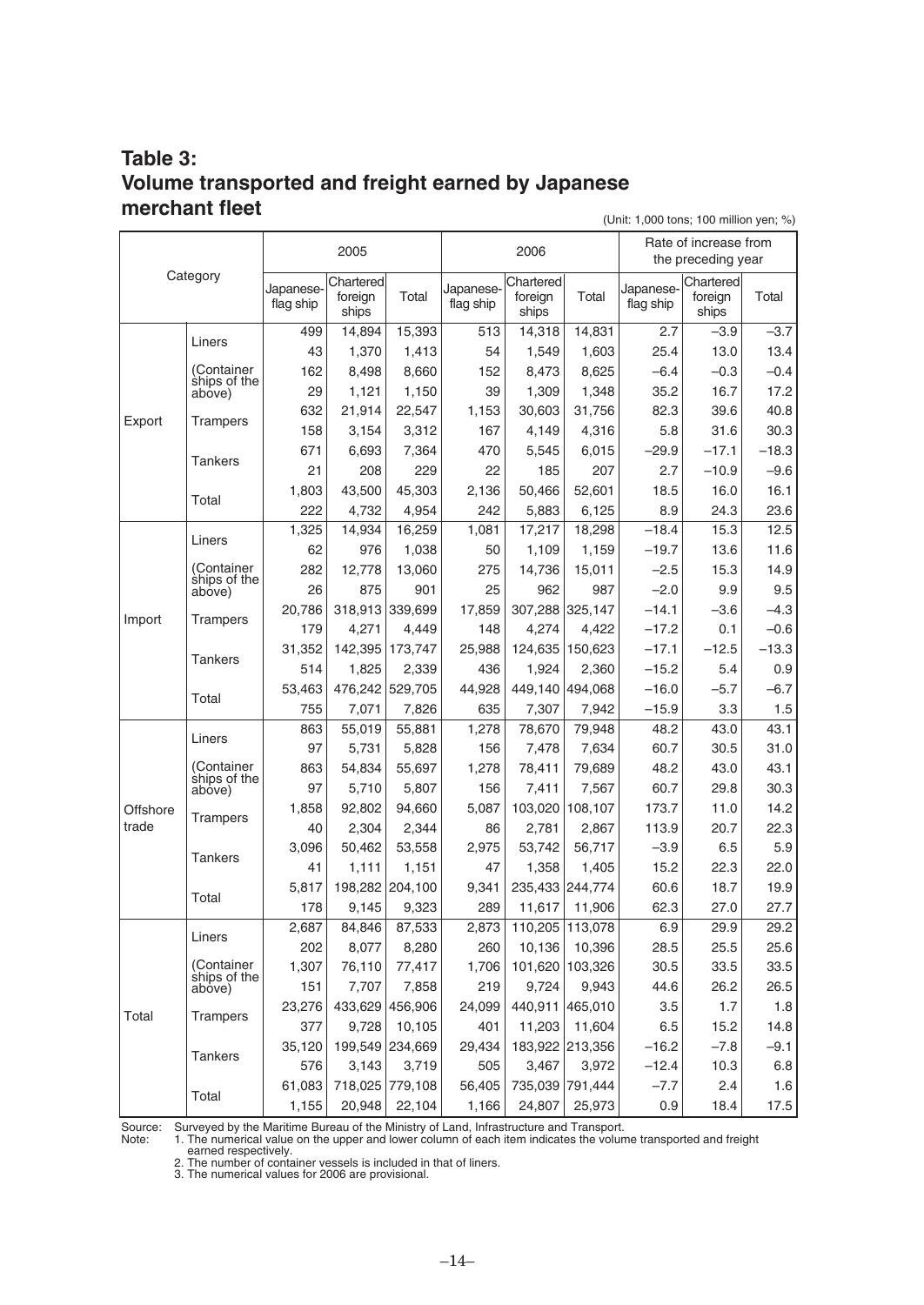## Table 3: Volume transported and freight earned by Japanese merchant fleet

(Unit: 1,000 tons; 100 million yen; %)

| Category | | 2005 | | | 2006 | | | Rate of increase from the preceding year | | |
|---|---|---|---|---|---|---|---|---|---|---|
| | | Japanese-flag ship | Chartered foreign ships | Total | Japanese-flag ship | Chartered foreign ships | Total | Japanese-flag ship | Chartered foreign ships | Total |
| Export | Liners | 499 | 14,894 | 15,393 | 513 | 14,318 | 14,831 | 2.7 | −3.9 | −3.7 |
| | | 43 | 1,370 | 1,413 | 54 | 1,549 | 1,603 | 25.4 | 13.0 | 13.4 |
| | (Container ships of the above) | 162 | 8,498 | 8,660 | 152 | 8,473 | 8,625 | −6.4 | −0.3 | −0.4 |
| | | 29 | 1,121 | 1,150 | 39 | 1,309 | 1,348 | 35.2 | 16.7 | 17.2 |
| | Trampers | 632 | 21,914 | 22,547 | 1,153 | 30,603 | 31,756 | 82.3 | 39.6 | 40.8 |
| | | 158 | 3,154 | 3,312 | 167 | 4,149 | 4,316 | 5.8 | 31.6 | 30.3 |
| | Tankers | 671 | 6,693 | 7,364 | 470 | 5,545 | 6,015 | −29.9 | −17.1 | −18.3 |
| | | 21 | 208 | 229 | 22 | 185 | 207 | 2.7 | −10.9 | −9.6 |
| | Total | 1,803 | 43,500 | 45,303 | 2,136 | 50,466 | 52,601 | 18.5 | 16.0 | 16.1 |
| | | 222 | 4,732 | 4,954 | 242 | 5,883 | 6,125 | 8.9 | 24.3 | 23.6 |
| Import | Liners | 1,325 | 14,934 | 16,259 | 1,081 | 17,217 | 18,298 | −18.4 | 15.3 | 12.5 |
| | | 62 | 976 | 1,038 | 50 | 1,109 | 1,159 | −19.7 | 13.6 | 11.6 |
| | (Container ships of the above) | 282 | 12,778 | 13,060 | 275 | 14,736 | 15,011 | −2.5 | 15.3 | 14.9 |
| | | 26 | 875 | 901 | 25 | 962 | 987 | −2.0 | 9.9 | 9.5 |
| | Trampers | 20,786 | 318,913 | 339,699 | 17,859 | 307,288 | 325,147 | −14.1 | −3.6 | −4.3 |
| | | 179 | 4,271 | 4,449 | 148 | 4,274 | 4,422 | −17.2 | 0.1 | −0.6 |
| | Tankers | 31,352 | 142,395 | 173,747 | 25,988 | 124,635 | 150,623 | −17.1 | −12.5 | −13.3 |
| | | 514 | 1,825 | 2,339 | 436 | 1,924 | 2,360 | −15.2 | 5.4 | 0.9 |
| | Total | 53,463 | 476,242 | 529,705 | 44,928 | 449,140 | 494,068 | −16.0 | −5.7 | −6.7 |
| | | 755 | 7,071 | 7,826 | 635 | 7,307 | 7,942 | −15.9 | 3.3 | 1.5 |
| Offshore trade | Liners | 863 | 55,019 | 55,881 | 1,278 | 78,670 | 79,948 | 48.2 | 43.0 | 43.1 |
| | | 97 | 5,731 | 5,828 | 156 | 7,478 | 7,634 | 60.7 | 30.5 | 31.0 |
| | (Container ships of the above) | 863 | 54,834 | 55,697 | 1,278 | 78,411 | 79,689 | 48.2 | 43.0 | 43.1 |
| | | 97 | 5,710 | 5,807 | 156 | 7,411 | 7,567 | 60.7 | 29.8 | 30.3 |
| | Trampers | 1,858 | 92,802 | 94,660 | 5,087 | 103,020 | 108,107 | 173.7 | 11.0 | 14.2 |
| | | 40 | 2,304 | 2,344 | 86 | 2,781 | 2,867 | 113.9 | 20.7 | 22.3 |
| | Tankers | 3,096 | 50,462 | 53,558 | 2,975 | 53,742 | 56,717 | −3.9 | 6.5 | 5.9 |
| | | 41 | 1,111 | 1,151 | 47 | 1,358 | 1,405 | 15.2 | 22.3 | 22.0 |
| | Total | 5,817 | 198,282 | 204,100 | 9,341 | 235,433 | 244,774 | 60.6 | 18.7 | 19.9 |
| | | 178 | 9,145 | 9,323 | 289 | 11,617 | 11,906 | 62.3 | 27.0 | 27.7 |
| Total | Liners | 2,687 | 84,846 | 87,533 | 2,873 | 110,205 | 113,078 | 6.9 | 29.9 | 29.2 |
| | | 202 | 8,077 | 8,280 | 260 | 10,136 | 10,396 | 28.5 | 25.5 | 25.6 |
| | (Container ships of the above) | 1,307 | 76,110 | 77,417 | 1,706 | 101,620 | 103,326 | 30.5 | 33.5 | 33.5 |
| | | 151 | 7,707 | 7,858 | 219 | 9,724 | 9,943 | 44.6 | 26.2 | 26.5 |
| | Trampers | 23,276 | 433,629 | 456,906 | 24,099 | 440,911 | 465,010 | 3.5 | 1.7 | 1.8 |
| | | 377 | 9,728 | 10,105 | 401 | 11,203 | 11,604 | 6.5 | 15.2 | 14.8 |
| | Tankers | 35,120 | 199,549 | 234,669 | 29,434 | 183,922 | 213,356 | −16.2 | −7.8 | −9.1 |
| | | 576 | 3,143 | 3,719 | 505 | 3,467 | 3,972 | −12.4 | 10.3 | 6.8 |
| | Total | 61,083 | 718,025 | 779,108 | 56,405 | 735,039 | 791,444 | −7.7 | 2.4 | 1.6 |
| | | 1,155 | 20,948 | 22,104 | 1,166 | 24,807 | 25,973 | 0.9 | 18.4 | 17.5 |

Source: Surveyed by the Maritime Bureau of the Ministry of Land, Infrastructure and Transport.

Note:
1. The numerical value on the upper and lower column of each item indicates the volume transported and freight earned respectively.
2. The number of container vessels is included in that of liners.
3. The numerical values for 2006 are provisional.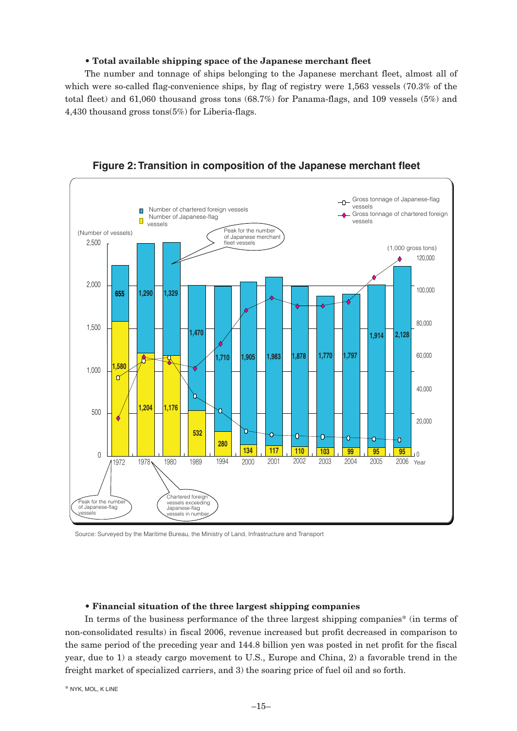**• Total available shipping space of the Japanese merchant fleet**

The number and tonnage of ships belonging to the Japanese merchant fleet, almost all of which were so-called flag-convenience ships, by flag of registry were 1,563 vessels (70.3% of the total fleet) and 61,060 thousand gross tons (68.7%) for Panama-flags, and 109 vessels (5%) and 4,430 thousand gross tons(5%) for Liberia-flags.

**Figure 2: Transition in composition of the Japanese merchant fleet**

| Year | Number of Japanese-flag vessels | Number of chartered foreign vessels |
|---|---|---|
| 1972 | 1,580 | 655 |
| 1978 | 1,204 | 1,290 |
| 1980 | 1,176 | 1,329 |
| 1989 | 532 | 1,470 |
| 1994 | 280 | 1,710 |
| 2000 | 134 | 1,905 |
| 2001 | 117 | 1,983 |
| 2002 | 110 | 1,878 |
| 2003 | 103 | 1,770 |
| 2004 | 99 | 1,797 |
| 2005 | 95 | 1,914 |
| 2006 | 95 | 2,128 |

Notes in figure: 1972 – Peak for the number of Japanese-flag vessels; 1978 – Chartered foreign vessels exceeding Japanese-flag vessels in number; 1980 – Peak for the number of Japanese merchant fleet vessels. Lines show gross tonnage of Japanese-flag vessels and gross tonnage of chartered foreign vessels (1,000 gross tons).

Source: Surveyed by the Maritime Bureau, the Ministry of Land, Infrastructure and Transport

**• Financial situation of the three largest shipping companies**

In terms of the business performance of the three largest shipping companies* (in terms of non-consolidated results) in fiscal 2006, revenue increased but profit decreased in comparison to the same period of the preceding year and 144.8 billion yen was posted in net profit for the fiscal year, due to 1) a steady cargo movement to U.S., Europe and China, 2) a favorable trend in the freight market of specialized carriers, and 3) the soaring price of fuel oil and so forth.

* NYK, MOL, K LINE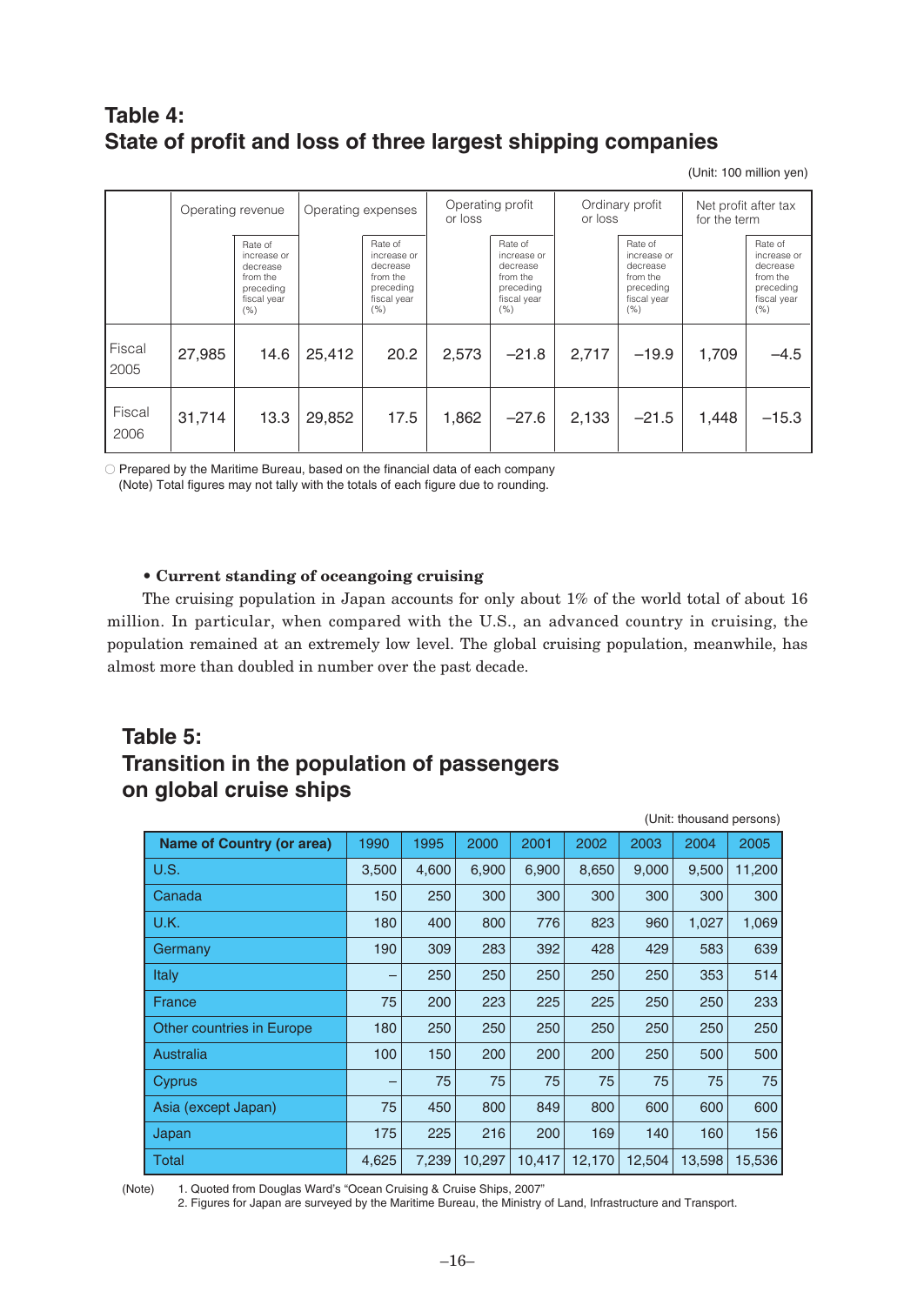## Table 4: State of profit and loss of three largest shipping companies

(Unit: 100 million yen)

| | Operating revenue | | Operating expenses | | Operating profit or loss | | Ordinary profit or loss | | Net profit after tax for the term | |
|---|---|---|---|---|---|---|---|---|---|---|
| | | Rate of increase or decrease from the preceding fiscal year (%) | | Rate of increase or decrease from the preceding fiscal year (%) | | Rate of increase or decrease from the preceding fiscal year (%) | | Rate of increase or decrease from the preceding fiscal year (%) | | Rate of increase or decrease from the preceding fiscal year (%) |
| Fiscal 2005 | 27,985 | 14.6 | 25,412 | 20.2 | 2,573 | −21.8 | 2,717 | −19.9 | 1,709 | −4.5 |
| Fiscal 2006 | 31,714 | 13.3 | 29,852 | 17.5 | 1,862 | −27.6 | 2,133 | −21.5 | 1,448 | −15.3 |

○ Prepared by the Maritime Bureau, based on the financial data of each company
(Note) Total figures may not tally with the totals of each figure due to rounding.

**• Current standing of oceangoing cruising**

The cruising population in Japan accounts for only about 1% of the world total of about 16 million. In particular, when compared with the U.S., an advanced country in cruising, the population remained at an extremely low level. The global cruising population, meanwhile, has almost more than doubled in number over the past decade.

## Table 5: Transition in the population of passengers on global cruise ships

(Unit: thousand persons)

| Name of Country (or area) | 1990 | 1995 | 2000 | 2001 | 2002 | 2003 | 2004 | 2005 |
|---|---|---|---|---|---|---|---|---|
| U.S. | 3,500 | 4,600 | 6,900 | 6,900 | 8,650 | 9,000 | 9,500 | 11,200 |
| Canada | 150 | 250 | 300 | 300 | 300 | 300 | 300 | 300 |
| U.K. | 180 | 400 | 800 | 776 | 823 | 960 | 1,027 | 1,069 |
| Germany | 190 | 309 | 283 | 392 | 428 | 429 | 583 | 639 |
| Italy | – | 250 | 250 | 250 | 250 | 250 | 353 | 514 |
| France | 75 | 200 | 223 | 225 | 225 | 250 | 250 | 233 |
| Other countries in Europe | 180 | 250 | 250 | 250 | 250 | 250 | 250 | 250 |
| Australia | 100 | 150 | 200 | 200 | 200 | 250 | 500 | 500 |
| Cyprus | – | 75 | 75 | 75 | 75 | 75 | 75 | 75 |
| Asia (except Japan) | 75 | 450 | 800 | 849 | 800 | 600 | 600 | 600 |
| Japan | 175 | 225 | 216 | 200 | 169 | 140 | 160 | 156 |
| Total | 4,625 | 7,239 | 10,297 | 10,417 | 12,170 | 12,504 | 13,598 | 15,536 |

(Note) 1. Quoted from Douglas Ward's "Ocean Cruising & Cruise Ships, 2007"
2. Figures for Japan are surveyed by the Maritime Bureau, the Ministry of Land, Infrastructure and Transport.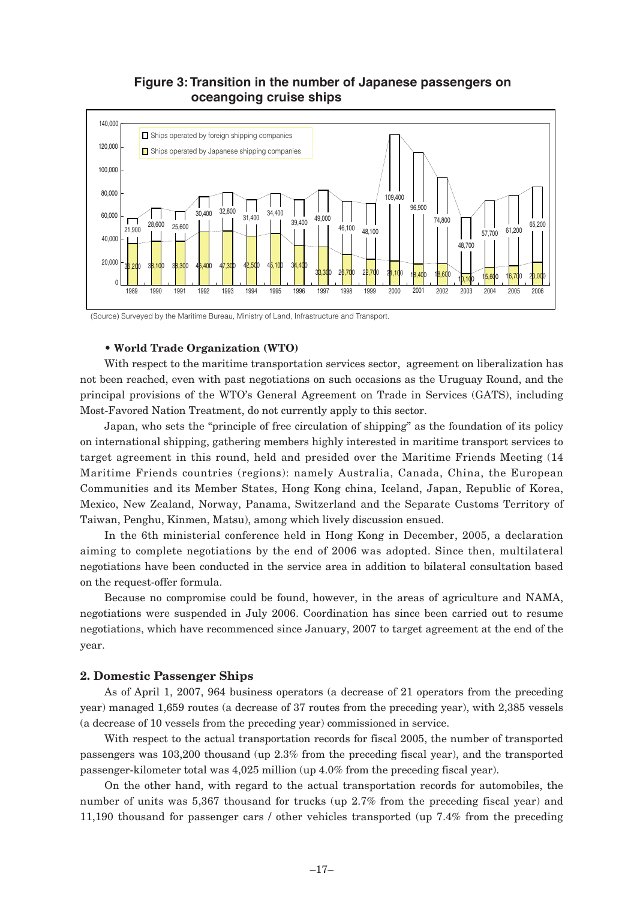**Figure 3: Transition in the number of Japanese passengers on oceangoing cruise ships**

| Year | Ships operated by foreign shipping companies | Ships operated by Japanese shipping companies |
|---|---|---|
| 1989 | 21,900 | 36,200 |
| 1990 | 28,600 | 38,100 |
| 1991 | 25,600 | 38,300 |
| 1992 | 30,400 | 46,400 |
| 1993 | 32,800 | 47,300 |
| 1994 | 31,400 | 42,500 |
| 1995 | 34,400 | 45,100 |
| 1996 | 39,400 | 34,400 |
| 1997 | 49,000 | 33,300 |
| 1998 | 46,100 | 26,700 |
| 1999 | 48,100 | 22,700 |
| 2000 | 109,400 | 21,100 |
| 2001 | 96,900 | 18,400 |
| 2002 | 74,800 | 18,600 |
| 2003 | 48,700 | 10,100 |
| 2004 | 57,700 | 15,600 |
| 2005 | 61,200 | 16,700 |
| 2006 | 65,200 | 20,000 |

(Source) Surveyed by the Maritime Bureau, Ministry of Land, Infrastructure and Transport.

- **World Trade Organization (WTO)**

With respect to the maritime transportation services sector, agreement on liberalization has not been reached, even with past negotiations on such occasions as the Uruguay Round, and the principal provisions of the WTO's General Agreement on Trade in Services (GATS), including Most-Favored Nation Treatment, do not currently apply to this sector.

Japan, who sets the "principle of free circulation of shipping" as the foundation of its policy on international shipping, gathering members highly interested in maritime transport services to target agreement in this round, held and presided over the Maritime Friends Meeting (14 Maritime Friends countries (regions): namely Australia, Canada, China, the European Communities and its Member States, Hong Kong china, Iceland, Japan, Republic of Korea, Mexico, New Zealand, Norway, Panama, Switzerland and the Separate Customs Territory of Taiwan, Penghu, Kinmen, Matsu), among which lively discussion ensued.

In the 6th ministerial conference held in Hong Kong in December, 2005, a declaration aiming to complete negotiations by the end of 2006 was adopted. Since then, multilateral negotiations have been conducted in the service area in addition to bilateral consultation based on the request-offer formula.

Because no compromise could be found, however, in the areas of agriculture and NAMA, negotiations were suspended in July 2006. Coordination has since been carried out to resume negotiations, which have recommenced since January, 2007 to target agreement at the end of the year.

### 2. Domestic Passenger Ships

As of April 1, 2007, 964 business operators (a decrease of 21 operators from the preceding year) managed 1,659 routes (a decrease of 37 routes from the preceding year), with 2,385 vessels (a decrease of 10 vessels from the preceding year) commissioned in service.

With respect to the actual transportation records for fiscal 2005, the number of transported passengers was 103,200 thousand (up 2.3% from the preceding fiscal year), and the transported passenger-kilometer total was 4,025 million (up 4.0% from the preceding fiscal year).

On the other hand, with regard to the actual transportation records for automobiles, the number of units was 5,367 thousand for trucks (up 2.7% from the preceding fiscal year) and 11,190 thousand for passenger cars / other vehicles transported (up 7.4% from the preceding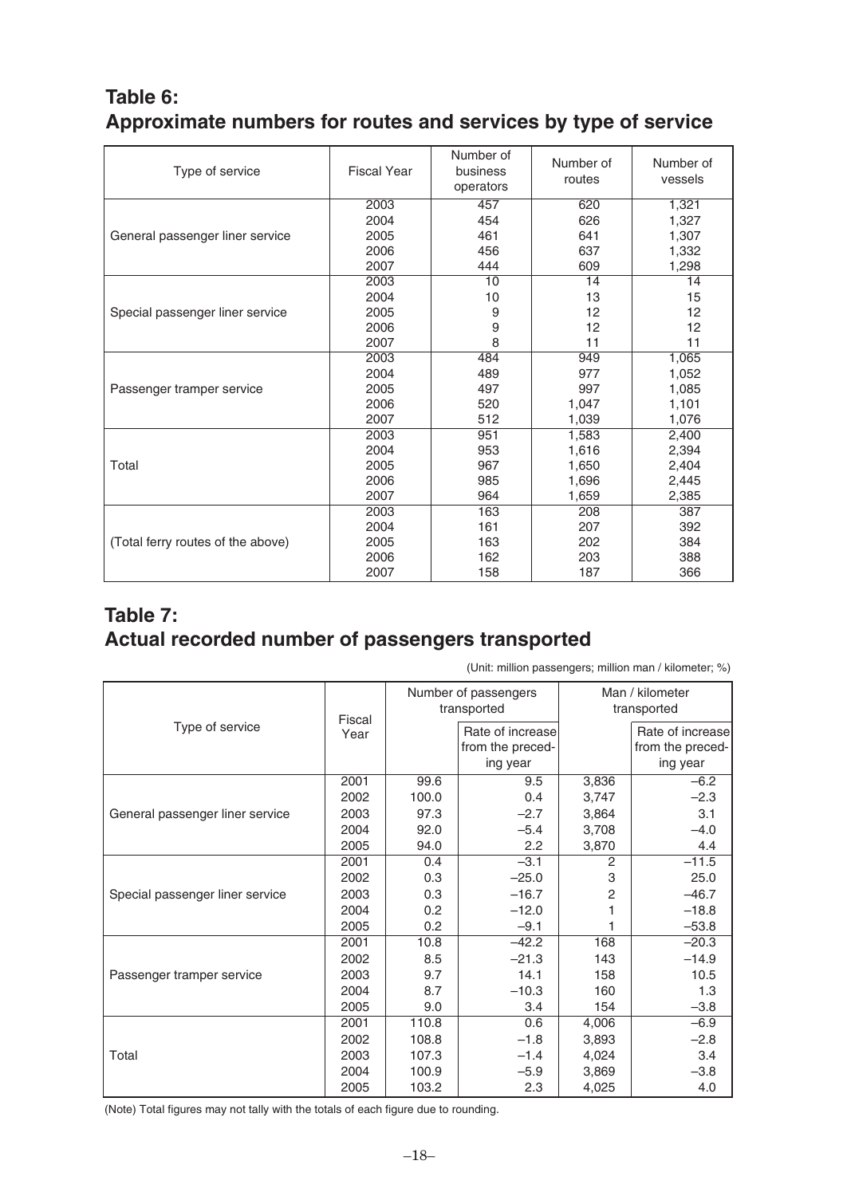## Table 6: Approximate numbers for routes and services by type of service

| Type of service | Fiscal Year | Number of business operators | Number of routes | Number of vessels |
|---|---|---|---|---|
| General passenger liner service | 2003 | 457 | 620 | 1,321 |
| | 2004 | 454 | 626 | 1,327 |
| | 2005 | 461 | 641 | 1,307 |
| | 2006 | 456 | 637 | 1,332 |
| | 2007 | 444 | 609 | 1,298 |
| Special passenger liner service | 2003 | 10 | 14 | 14 |
| | 2004 | 10 | 13 | 15 |
| | 2005 | 9 | 12 | 12 |
| | 2006 | 9 | 12 | 12 |
| | 2007 | 8 | 11 | 11 |
| Passenger tramper service | 2003 | 484 | 949 | 1,065 |
| | 2004 | 489 | 977 | 1,052 |
| | 2005 | 497 | 997 | 1,085 |
| | 2006 | 520 | 1,047 | 1,101 |
| | 2007 | 512 | 1,039 | 1,076 |
| Total | 2003 | 951 | 1,583 | 2,400 |
| | 2004 | 953 | 1,616 | 2,394 |
| | 2005 | 967 | 1,650 | 2,404 |
| | 2006 | 985 | 1,696 | 2,445 |
| | 2007 | 964 | 1,659 | 2,385 |
| (Total ferry routes of the above) | 2003 | 163 | 208 | 387 |
| | 2004 | 161 | 207 | 392 |
| | 2005 | 163 | 202 | 384 |
| | 2006 | 162 | 203 | 388 |
| | 2007 | 158 | 187 | 366 |

## Table 7: Actual recorded number of passengers transported

(Unit: million passengers; million man / kilometer; %)

| Type of service | Fiscal Year | Number of passengers transported | | Man / kilometer transported | |
|---|---|---|---|---|---|
| | | | Rate of increase from the preceding year | | Rate of increase from the preceding year |
| General passenger liner service | 2001 | 99.6 | 9.5 | 3,836 | −6.2 |
| | 2002 | 100.0 | 0.4 | 3,747 | −2.3 |
| | 2003 | 97.3 | −2.7 | 3,864 | 3.1 |
| | 2004 | 92.0 | −5.4 | 3,708 | −4.0 |
| | 2005 | 94.0 | 2.2 | 3,870 | 4.4 |
| Special passenger liner service | 2001 | 0.4 | −3.1 | 2 | −11.5 |
| | 2002 | 0.3 | −25.0 | 3 | 25.0 |
| | 2003 | 0.3 | −16.7 | 2 | −46.7 |
| | 2004 | 0.2 | −12.0 | 1 | −18.8 |
| | 2005 | 0.2 | −9.1 | 1 | −53.8 |
| Passenger tramper service | 2001 | 10.8 | −42.2 | 168 | −20.3 |
| | 2002 | 8.5 | −21.3 | 143 | −14.9 |
| | 2003 | 9.7 | 14.1 | 158 | 10.5 |
| | 2004 | 8.7 | −10.3 | 160 | 1.3 |
| | 2005 | 9.0 | 3.4 | 154 | −3.8 |
| Total | 2001 | 110.8 | 0.6 | 4,006 | −6.9 |
| | 2002 | 108.8 | −1.8 | 3,893 | −2.8 |
| | 2003 | 107.3 | −1.4 | 4,024 | 3.4 |
| | 2004 | 100.9 | −5.9 | 3,869 | −3.8 |
| | 2005 | 103.2 | 2.3 | 4,025 | 4.0 |

(Note) Total figures may not tally with the totals of each figure due to rounding.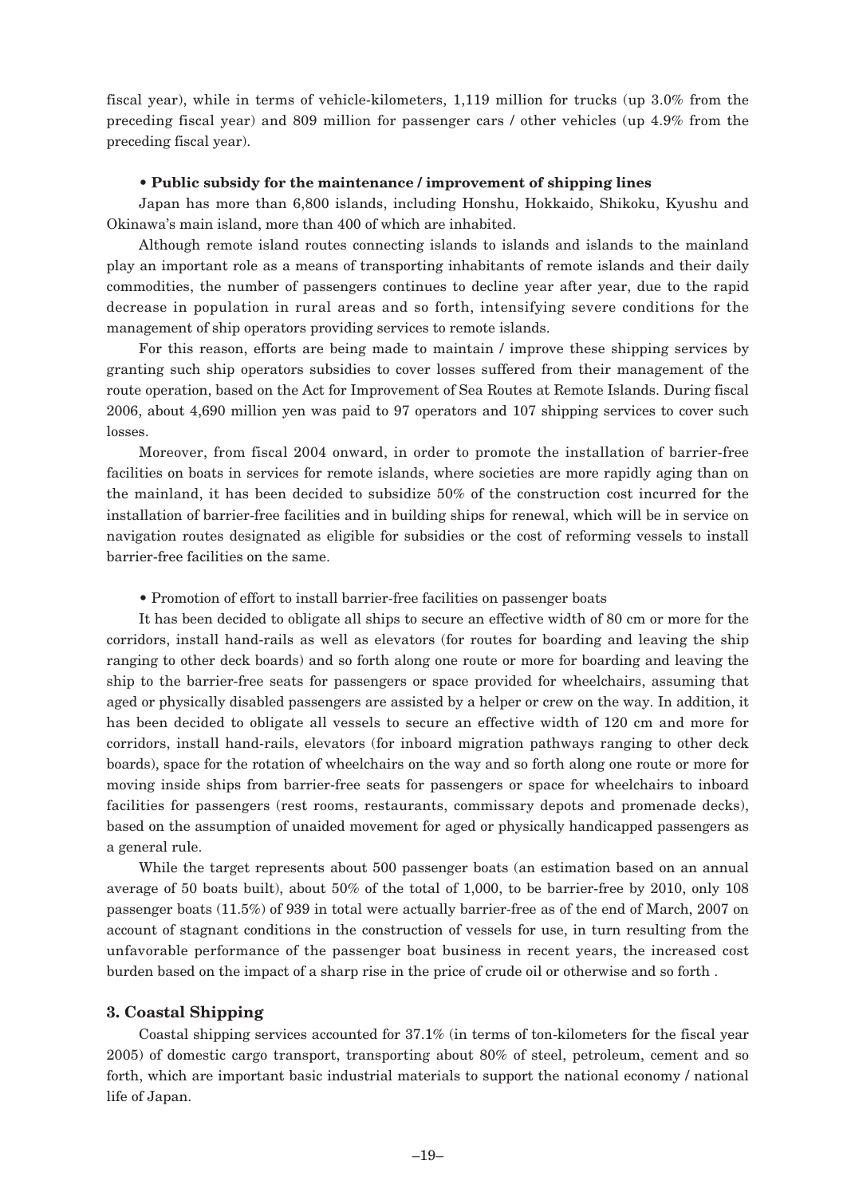fiscal year), while in terms of vehicle-kilometers, 1,119 million for trucks (up 3.0% from the preceding fiscal year) and 809 million for passenger cars / other vehicles (up 4.9% from the preceding fiscal year).

**• Public subsidy for the maintenance / improvement of shipping lines**

Japan has more than 6,800 islands, including Honshu, Hokkaido, Shikoku, Kyushu and Okinawa's main island, more than 400 of which are inhabited.

Although remote island routes connecting islands to islands and islands to the mainland play an important role as a means of transporting inhabitants of remote islands and their daily commodities, the number of passengers continues to decline year after year, due to the rapid decrease in population in rural areas and so forth, intensifying severe conditions for the management of ship operators providing services to remote islands.

For this reason, efforts are being made to maintain / improve these shipping services by granting such ship operators subsidies to cover losses suffered from their management of the route operation, based on the Act for Improvement of Sea Routes at Remote Islands. During fiscal 2006, about 4,690 million yen was paid to 97 operators and 107 shipping services to cover such losses.

Moreover, from fiscal 2004 onward, in order to promote the installation of barrier-free facilities on boats in services for remote islands, where societies are more rapidly aging than on the mainland, it has been decided to subsidize 50% of the construction cost incurred for the installation of barrier-free facilities and in building ships for renewal, which will be in service on navigation routes designated as eligible for subsidies or the cost of reforming vessels to install barrier-free facilities on the same.

• Promotion of effort to install barrier-free facilities on passenger boats

It has been decided to obligate all ships to secure an effective width of 80 cm or more for the corridors, install hand-rails as well as elevators (for routes for boarding and leaving the ship ranging to other deck boards) and so forth along one route or more for boarding and leaving the ship to the barrier-free seats for passengers or space provided for wheelchairs, assuming that aged or physically disabled passengers are assisted by a helper or crew on the way. In addition, it has been decided to obligate all vessels to secure an effective width of 120 cm and more for corridors, install hand-rails, elevators (for inboard migration pathways ranging to other deck boards), space for the rotation of wheelchairs on the way and so forth along one route or more for moving inside ships from barrier-free seats for passengers or space for wheelchairs to inboard facilities for passengers (rest rooms, restaurants, commissary depots and promenade decks), based on the assumption of unaided movement for aged or physically handicapped passengers as a general rule.

While the target represents about 500 passenger boats (an estimation based on an annual average of 50 boats built), about 50% of the total of 1,000, to be barrier-free by 2010, only 108 passenger boats (11.5%) of 939 in total were actually barrier-free as of the end of March, 2007 on account of stagnant conditions in the construction of vessels for use, in turn resulting from the unfavorable performance of the passenger boat business in recent years, the increased cost burden based on the impact of a sharp rise in the price of crude oil or otherwise and so forth .

### 3. Coastal Shipping

Coastal shipping services accounted for 37.1% (in terms of ton-kilometers for the fiscal year 2005) of domestic cargo transport, transporting about 80% of steel, petroleum, cement and so forth, which are important basic industrial materials to support the national economy / national life of Japan.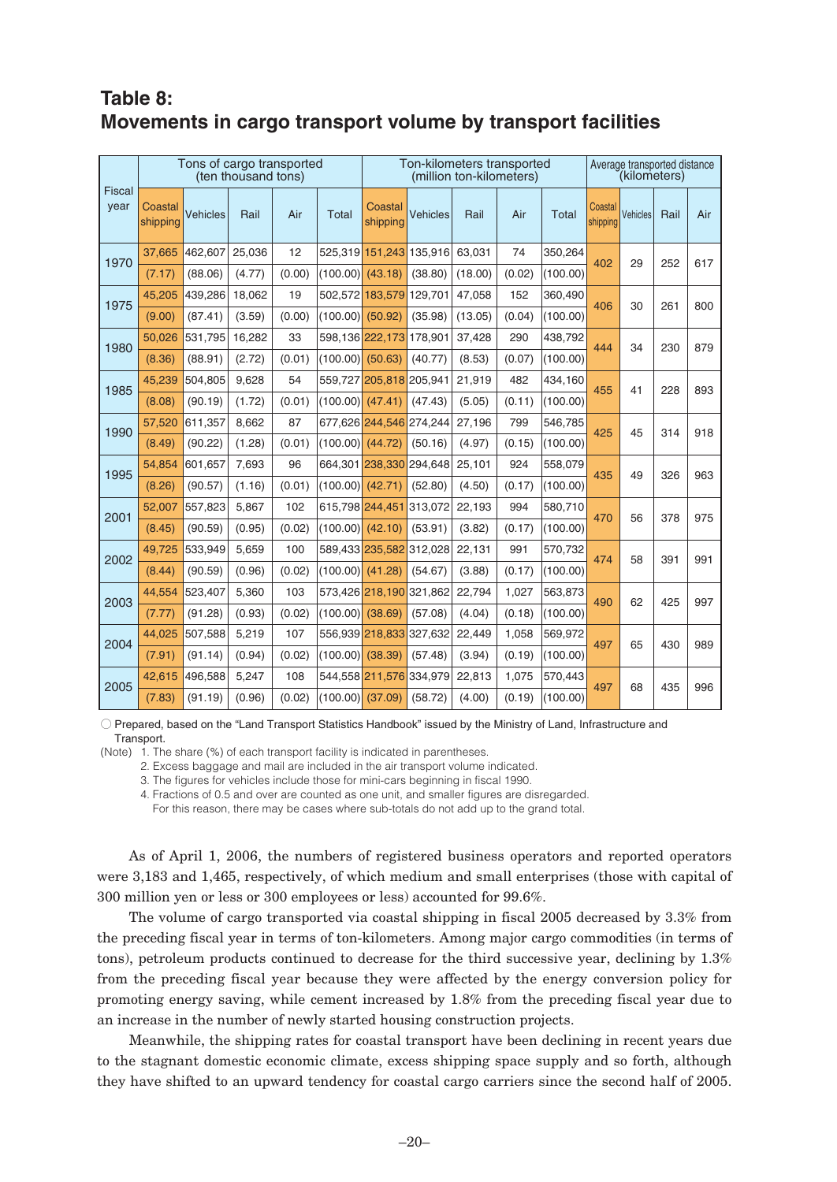## Table 8: Movements in cargo transport volume by transport facilities

| Fiscal year | Tons of cargo transported (ten thousand tons) | | | | | Ton-kilometers transported (million ton-kilometers) | | | | | Average transported distance (kilometers) | | | |
|---|---|---|---|---|---|---|---|---|---|---|---|---|---|---|
| | Coastal shipping | Vehicles | Rail | Air | Total | Coastal shipping | Vehicles | Rail | Air | Total | Coastal shipping | Vehicles | Rail | Air |
| 1970 | 37,665 | 462,607 | 25,036 | 12 | 525,319 | 151,243 | 135,916 | 63,031 | 74 | 350,264 | 402 | 29 | 252 | 617 |
| | (7.17) | (88.06) | (4.77) | (0.00) | (100.00) | (43.18) | (38.80) | (18.00) | (0.02) | (100.00) | | | | |
| 1975 | 45,205 | 439,286 | 18,062 | 19 | 502,572 | 183,579 | 129,701 | 47,058 | 152 | 360,490 | 406 | 30 | 261 | 800 |
| | (9.00) | (87.41) | (3.59) | (0.00) | (100.00) | (50.92) | (35.98) | (13.05) | (0.04) | (100.00) | | | | |
| 1980 | 50,026 | 531,795 | 16,282 | 33 | 598,136 | 222,173 | 178,901 | 37,428 | 290 | 438,792 | 444 | 34 | 230 | 879 |
| | (8.36) | (88.91) | (2.72) | (0.01) | (100.00) | (50.63) | (40.77) | (8.53) | (0.07) | (100.00) | | | | |
| 1985 | 45,239 | 504,805 | 9,628 | 54 | 559,727 | 205,818 | 205,941 | 21,919 | 482 | 434,160 | 455 | 41 | 228 | 893 |
| | (8.08) | (90.19) | (1.72) | (0.01) | (100.00) | (47.41) | (47.43) | (5.05) | (0.11) | (100.00) | | | | |
| 1990 | 57,520 | 611,357 | 8,662 | 87 | 677,626 | 244,546 | 274,244 | 27,196 | 799 | 546,785 | 425 | 45 | 314 | 918 |
| | (8.49) | (90.22) | (1.28) | (0.01) | (100.00) | (44.72) | (50.16) | (4.97) | (0.15) | (100.00) | | | | |
| 1995 | 54,854 | 601,657 | 7,693 | 96 | 664,301 | 238,330 | 294,648 | 25,101 | 924 | 558,079 | 435 | 49 | 326 | 963 |
| | (8.26) | (90.57) | (1.16) | (0.01) | (100.00) | (42.71) | (52.80) | (4.50) | (0.17) | (100.00) | | | | |
| 2001 | 52,007 | 557,823 | 5,867 | 102 | 615,798 | 244,451 | 313,072 | 22,193 | 994 | 580,710 | 470 | 56 | 378 | 975 |
| | (8.45) | (90.59) | (0.95) | (0.02) | (100.00) | (42.10) | (53.91) | (3.82) | (0.17) | (100.00) | | | | |
| 2002 | 49,725 | 533,949 | 5,659 | 100 | 589,433 | 235,582 | 312,028 | 22,131 | 991 | 570,732 | 474 | 58 | 391 | 991 |
| | (8.44) | (90.59) | (0.96) | (0.02) | (100.00) | (41.28) | (54.67) | (3.88) | (0.17) | (100.00) | | | | |
| 2003 | 44,554 | 523,407 | 5,360 | 103 | 573,426 | 218,190 | 321,862 | 22,794 | 1,027 | 563,873 | 490 | 62 | 425 | 997 |
| | (7.77) | (91.28) | (0.93) | (0.02) | (100.00) | (38.69) | (57.08) | (4.04) | (0.18) | (100.00) | | | | |
| 2004 | 44,025 | 507,588 | 5,219 | 107 | 556,939 | 218,833 | 327,632 | 22,449 | 1,058 | 569,972 | 497 | 65 | 430 | 989 |
| | (7.91) | (91.14) | (0.94) | (0.02) | (100.00) | (38.39) | (57.48) | (3.94) | (0.19) | (100.00) | | | | |
| 2005 | 42,615 | 496,588 | 5,247 | 108 | 544,558 | 211,576 | 334,979 | 22,813 | 1,075 | 570,443 | 497 | 68 | 435 | 996 |
| | (7.83) | (91.19) | (0.96) | (0.02) | (100.00) | (37.09) | (58.72) | (4.00) | (0.19) | (100.00) | | | | |

○ Prepared, based on the "Land Transport Statistics Handbook" issued by the Ministry of Land, Infrastructure and Transport.

(Note) 1. The share (%) of each transport facility is indicated in parentheses.
2. Excess baggage and mail are included in the air transport volume indicated.
3. The figures for vehicles include those for mini-cars beginning in fiscal 1990.
4. Fractions of 0.5 and over are counted as one unit, and smaller figures are disregarded. For this reason, there may be cases where sub-totals do not add up to the grand total.

As of April 1, 2006, the numbers of registered business operators and reported operators were 3,183 and 1,465, respectively, of which medium and small enterprises (those with capital of 300 million yen or less or 300 employees or less) accounted for 99.6%.

The volume of cargo transported via coastal shipping in fiscal 2005 decreased by 3.3% from the preceding fiscal year in terms of ton-kilometers. Among major cargo commodities (in terms of tons), petroleum products continued to decrease for the third successive year, declining by 1.3% from the preceding fiscal year because they were affected by the energy conversion policy for promoting energy saving, while cement increased by 1.8% from the preceding fiscal year due to an increase in the number of newly started housing construction projects.

Meanwhile, the shipping rates for coastal transport have been declining in recent years due to the stagnant domestic economic climate, excess shipping space supply and so forth, although they have shifted to an upward tendency for coastal cargo carriers since the second half of 2005.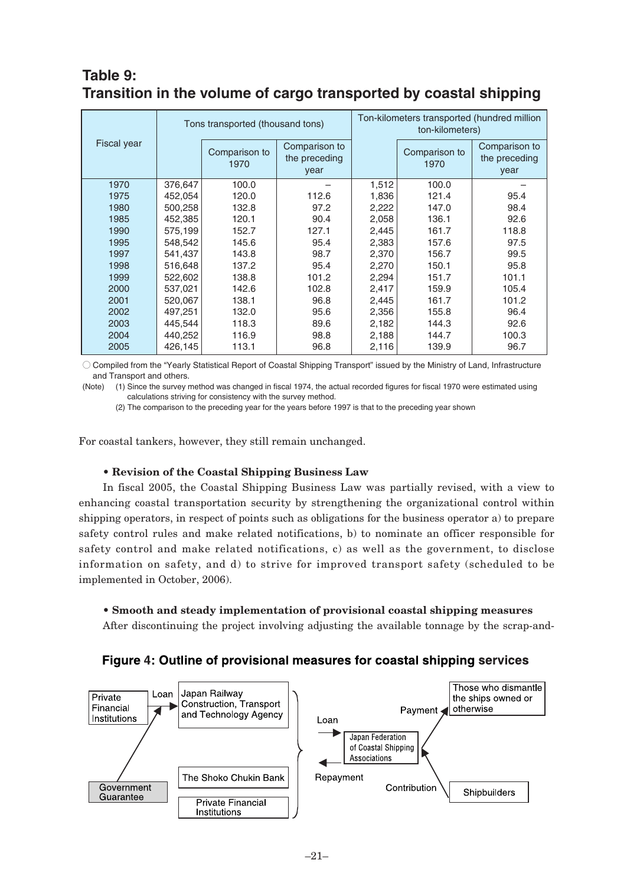## Table 9: Transition in the volume of cargo transported by coastal shipping

| Fiscal year | Tons transported (thousand tons) | | | Ton-kilometers transported (hundred million ton-kilometers) | | |
|---|---|---|---|---|---|---|
| | | Comparison to 1970 | Comparison to the preceding year | | Comparison to 1970 | Comparison to the preceding year |
| 1970 | 376,647 | 100.0 | – | 1,512 | 100.0 | – |
| 1975 | 452,054 | 120.0 | 112.6 | 1,836 | 121.4 | 95.4 |
| 1980 | 500,258 | 132.8 | 97.2 | 2,222 | 147.0 | 98.4 |
| 1985 | 452,385 | 120.1 | 90.4 | 2,058 | 136.1 | 92.6 |
| 1990 | 575,199 | 152.7 | 127.1 | 2,445 | 161.7 | 118.8 |
| 1995 | 548,542 | 145.6 | 95.4 | 2,383 | 157.6 | 97.5 |
| 1997 | 541,437 | 143.8 | 98.7 | 2,370 | 156.7 | 99.5 |
| 1998 | 516,648 | 137.2 | 95.4 | 2,270 | 150.1 | 95.8 |
| 1999 | 522,602 | 138.8 | 101.2 | 2,294 | 151.7 | 101.1 |
| 2000 | 537,021 | 142.6 | 102.8 | 2,417 | 159.9 | 105.4 |
| 2001 | 520,067 | 138.1 | 96.8 | 2,445 | 161.7 | 101.2 |
| 2002 | 497,251 | 132.0 | 95.6 | 2,356 | 155.8 | 96.4 |
| 2003 | 445,544 | 118.3 | 89.6 | 2,182 | 144.3 | 92.6 |
| 2004 | 440,252 | 116.9 | 98.8 | 2,188 | 144.7 | 100.3 |
| 2005 | 426,145 | 113.1 | 96.8 | 2,116 | 139.9 | 96.7 |

○ Compiled from the "Yearly Statistical Report of Coastal Shipping Transport" issued by the Ministry of Land, Infrastructure and Transport and others.

(Note) (1) Since the survey method was changed in fiscal 1974, the actual recorded figures for fiscal 1970 were estimated using calculations striving for consistency with the survey method.

(2) The comparison to the preceding year for the years before 1997 is that to the preceding year shown

For coastal tankers, however, they still remain unchanged.

**• Revision of the Coastal Shipping Business Law**

In fiscal 2005, the Coastal Shipping Business Law was partially revised, with a view to enhancing coastal transportation security by strengthening the organizational control within shipping operators, in respect of points such as obligations for the business operator a) to prepare safety control rules and make related notifications, b) to nominate an officer responsible for safety control and make related notifications, c) as well as the government, to disclose information on safety, and d) to strive for improved transport safety (scheduled to be implemented in October, 2006).

**• Smooth and steady implementation of provisional coastal shipping measures**

After discontinuing the project involving adjusting the available tonnage by the scrap-and-

**Figure 4: Outline of provisional measures for coastal shipping services**

Private Financial Institutions — Loan → Japan Railway Construction, Transport and Technology Agency

Government Guarantee

The Shoko Chukin Bank

Private Financial Institutions

Loan → Japan Federation of Coastal Shipping Associations; Repayment ←

Payment → Those who dismantle the ships owned or otherwise

Contribution ← Shipbuilders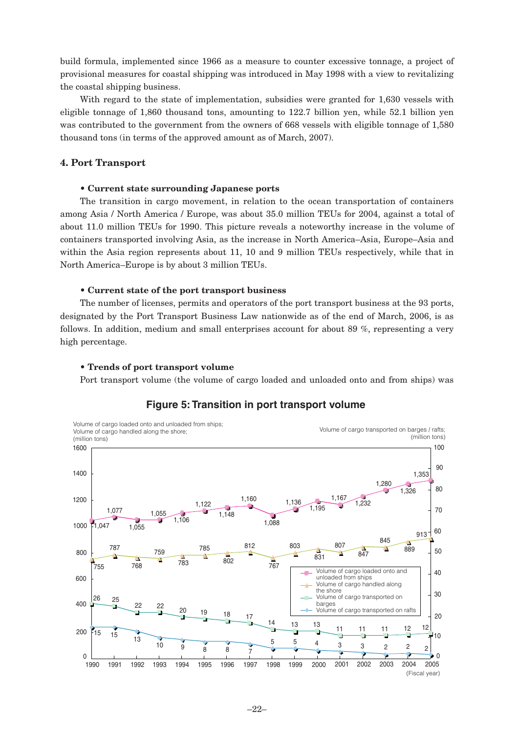build formula, implemented since 1966 as a measure to counter excessive tonnage, a project of provisional measures for coastal shipping was introduced in May 1998 with a view to revitalizing the coastal shipping business.

With regard to the state of implementation, subsidies were granted for 1,630 vessels with eligible tonnage of 1,860 thousand tons, amounting to 122.7 billion yen, while 52.1 billion yen was contributed to the government from the owners of 668 vessels with eligible tonnage of 1,580 thousand tons (in terms of the approved amount as of March, 2007).

## 4. Port Transport

### • Current state surrounding Japanese ports

The transition in cargo movement, in relation to the ocean transportation of containers among Asia / North America / Europe, was about 35.0 million TEUs for 2004, against a total of about 11.0 million TEUs for 1990. This picture reveals a noteworthy increase in the volume of containers transported involving Asia, as the increase in North America–Asia, Europe–Asia and within the Asia region represents about 11, 10 and 9 million TEUs respectively, while that in North America–Europe is by about 3 million TEUs.

### • Current state of the port transport business

The number of licenses, permits and operators of the port transport business at the 93 ports, designated by the Port Transport Business Law nationwide as of the end of March, 2006, is as follows. In addition, medium and small enterprises account for about 89 %, representing a very high percentage.

### • Trends of port transport volume

Port transport volume (the volume of cargo loaded and unloaded onto and from ships) was

**Figure 5: Transition in port transport volume**

| Fiscal year | Volume of cargo loaded onto and unloaded from ships (million tons) | Volume of cargo handled along the shore (million tons) | Volume of cargo transported on barges (million tons) | Volume of cargo transported on rafts (million tons) |
|---|---|---|---|---|
| 1990 | 1,047 | 755 | 26 | 15 |
| 1991 | 1,077 | 787 | 25 | 15 |
| 1992 | 1,055 | 768 | 22 | 13 |
| 1993 | 1,055 | 759 | 22 | 10 |
| 1994 | 1,106 | 783 | 20 | 9 |
| 1995 | 1,122 | 785 | 19 | 8 |
| 1996 | 1,148 | 802 | 18 | 8 |
| 1997 | 1,160 | 812 | 17 | 7 |
| 1998 | 1,088 | 767 | 14 | 5 |
| 1999 | 1,136 | 803 | 13 | 5 |
| 2000 | 1,195 | 831 | 13 | 4 |
| 2001 | 1,167 | 807 | 11 | 3 |
| 2002 | 1,232 | 847 | 11 | 3 |
| 2003 | 1,280 | 845 | 11 | 2 |
| 2004 | 1,326 | 889 | 12 | 2 |
| 2005 | 1,353 | 913 | 12 | 2 |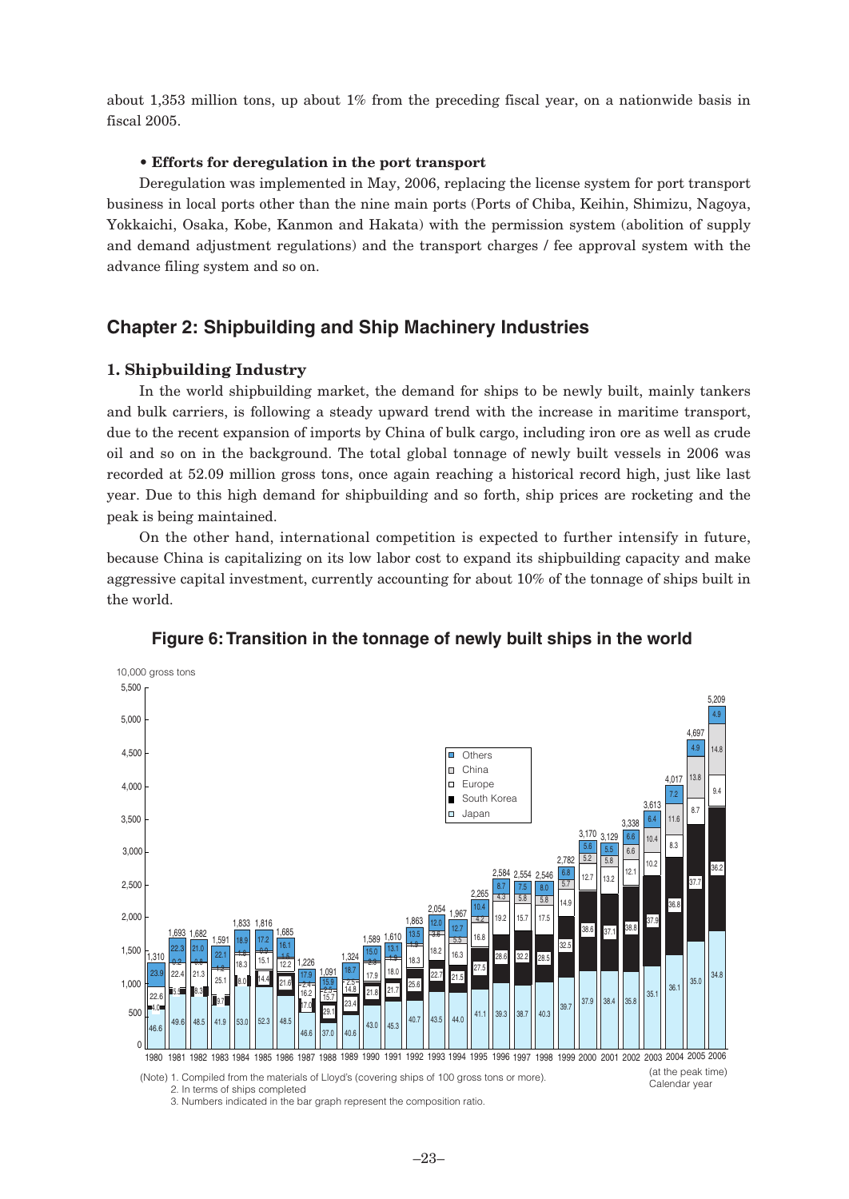about 1,353 million tons, up about 1% from the preceding fiscal year, on a nationwide basis in fiscal 2005.

**• Efforts for deregulation in the port transport**

Deregulation was implemented in May, 2006, replacing the license system for port transport business in local ports other than the nine main ports (Ports of Chiba, Keihin, Shimizu, Nagoya, Yokkaichi, Osaka, Kobe, Kanmon and Hakata) with the permission system (abolition of supply and demand adjustment regulations) and the transport charges / fee approval system with the advance filing system and so on.

## Chapter 2: Shipbuilding and Ship Machinery Industries

### 1. Shipbuilding Industry

In the world shipbuilding market, the demand for ships to be newly built, mainly tankers and bulk carriers, is following a steady upward trend with the increase in maritime transport, due to the recent expansion of imports by China of bulk cargo, including iron ore as well as crude oil and so on in the background. The total global tonnage of newly built vessels in 2006 was recorded at 52.09 million gross tons, once again reaching a historical record high, just like last year. Due to this high demand for shipbuilding and so forth, ship prices are rocketing and the peak is being maintained.

On the other hand, international competition is expected to further intensify in future, because China is capitalizing on its low labor cost to expand its shipbuilding capacity and make aggressive capital investment, currently accounting for about 10% of the tonnage of ships built in the world.

**Figure 6: Transition in the tonnage of newly built ships in the world**

(Note) 1. Compiled from the materials of Lloyd's (covering ships of 100 gross tons or more).
2. In terms of ships completed
3. Numbers indicated in the bar graph represent the composition ratio.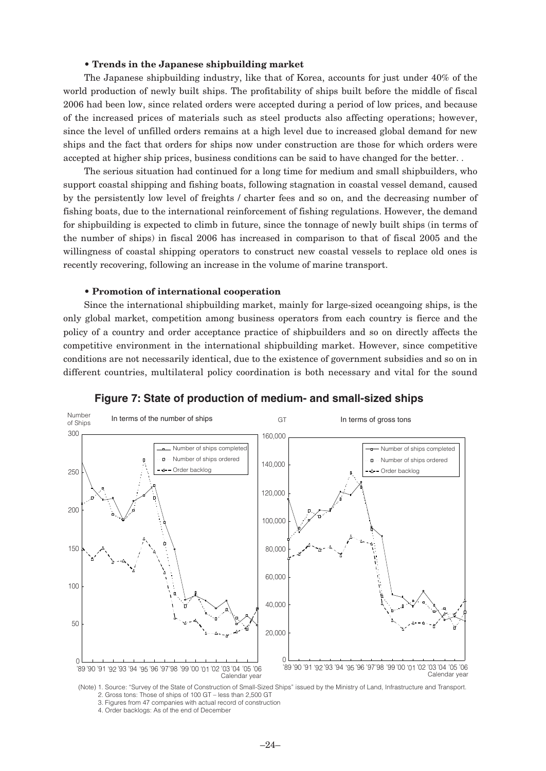### • Trends in the Japanese shipbuilding market

The Japanese shipbuilding industry, like that of Korea, accounts for just under 40% of the world production of newly built ships. The profitability of ships built before the middle of fiscal 2006 had been low, since related orders were accepted during a period of low prices, and because of the increased prices of materials such as steel products also affecting operations; however, since the level of unfilled orders remains at a high level due to increased global demand for new ships and the fact that orders for ships now under construction are those for which orders were accepted at higher ship prices, business conditions can be said to have changed for the better. .

The serious situation had continued for a long time for medium and small shipbuilders, who support coastal shipping and fishing boats, following stagnation in coastal vessel demand, caused by the persistently low level of freights / charter fees and so on, and the decreasing number of fishing boats, due to the international reinforcement of fishing regulations. However, the demand for shipbuilding is expected to climb in future, since the tonnage of newly built ships (in terms of the number of ships) in fiscal 2006 has increased in comparison to that of fiscal 2005 and the willingness of coastal shipping operators to construct new coastal vessels to replace old ones is recently recovering, following an increase in the volume of marine transport.

### • Promotion of international cooperation

Since the international shipbuilding market, mainly for large-sized oceangoing ships, is the only global market, competition among business operators from each country is fierce and the policy of a country and order acceptance practice of shipbuilders and so on directly affects the competitive environment in the international shipbuilding market. However, since competitive conditions are not necessarily identical, due to the existence of government subsidies and so on in different countries, multilateral policy coordination is both necessary and vital for the sound

**Figure 7: State of production of medium- and small-sized ships**

(Note) 1. Source: "Survey of the State of Construction of Small-Sized Ships" issued by the Ministry of Land, Infrastructure and Transport.
2. Gross tons: Those of ships of 100 GT – less than 2,500 GT
3. Figures from 47 companies with actual record of construction
4. Order backlogs: As of the end of December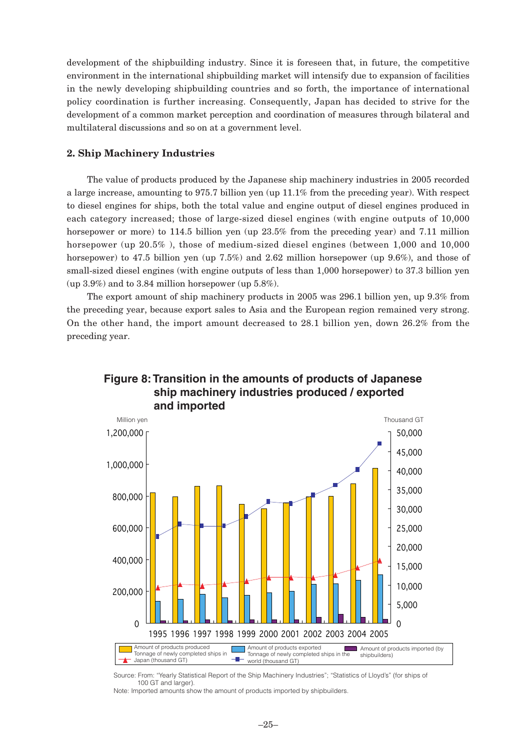development of the shipbuilding industry. Since it is foreseen that, in future, the competitive environment in the international shipbuilding market will intensify due to expansion of facilities in the newly developing shipbuilding countries and so forth, the importance of international policy coordination is further increasing. Consequently, Japan has decided to strive for the development of a common market perception and coordination of measures through bilateral and multilateral discussions and so on at a government level.

## 2. Ship Machinery Industries

The value of products produced by the Japanese ship machinery industries in 2005 recorded a large increase, amounting to 975.7 billion yen (up 11.1% from the preceding year). With respect to diesel engines for ships, both the total value and engine output of diesel engines produced in each category increased; those of large-sized diesel engines (with engine outputs of 10,000 horsepower or more) to 114.5 billion yen (up 23.5% from the preceding year) and 7.11 million horsepower (up 20.5% ), those of medium-sized diesel engines (between 1,000 and 10,000 horsepower) to 47.5 billion yen (up 7.5%) and 2.62 million horsepower (up 9.6%), and those of small-sized diesel engines (with engine outputs of less than 1,000 horsepower) to 37.3 billion yen (up 3.9%) and to 3.84 million horsepower (up 5.8%).

The export amount of ship machinery products in 2005 was 296.1 billion yen, up 9.3% from the preceding year, because export sales to Asia and the European region remained very strong. On the other hand, the import amount decreased to 28.1 billion yen, down 26.2% from the preceding year.

**Figure 8: Transition in the amounts of products of Japanese ship machinery industries produced / exported and imported**

Source: From: "Yearly Statistical Report of the Ship Machinery Industries"; "Statistics of Lloyd's" (for ships of 100 GT and larger).

Note: Imported amounts show the amount of products imported by shipbuilders.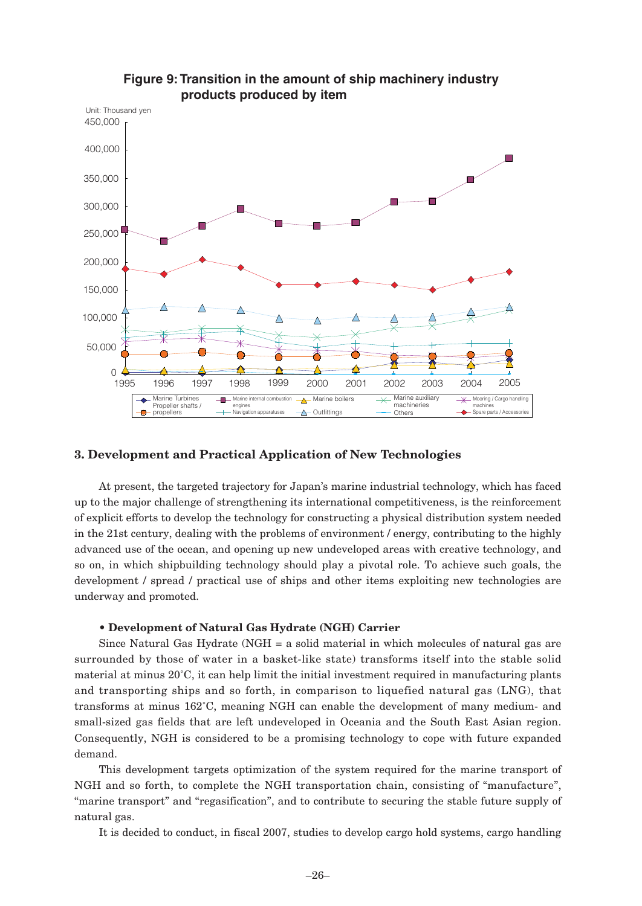**Figure 9: Transition in the amount of ship machinery industry products produced by item**

Unit: Thousand yen

- Marine Turbines
- Marine internal combustion engines
- Marine boilers
- Marine auxiliary machineries
- Mooring / Cargo handling machines
- Propeller shafts / propellers
- Navigation apparatuses
- Outfittings
- Others
- Spare parts / Accessories

## 3. Development and Practical Application of New Technologies

At present, the targeted trajectory for Japan's marine industrial technology, which has faced up to the major challenge of strengthening its international competitiveness, is the reinforcement of explicit efforts to develop the technology for constructing a physical distribution system needed in the 21st century, dealing with the problems of environment / energy, contributing to the highly advanced use of the ocean, and opening up new undeveloped areas with creative technology, and so on, in which shipbuilding technology should play a pivotal role. To achieve such goals, the development / spread / practical use of ships and other items exploiting new technologies are underway and promoted.

**• Development of Natural Gas Hydrate (NGH) Carrier**

Since Natural Gas Hydrate (NGH = a solid material in which molecules of natural gas are surrounded by those of water in a basket-like state) transforms itself into the stable solid material at minus 20˚C, it can help limit the initial investment required in manufacturing plants and transporting ships and so forth, in comparison to liquefied natural gas (LNG), that transforms at minus 162˚C, meaning NGH can enable the development of many medium- and small-sized gas fields that are left undeveloped in Oceania and the South East Asian region. Consequently, NGH is considered to be a promising technology to cope with future expanded demand.

This development targets optimization of the system required for the marine transport of NGH and so forth, to complete the NGH transportation chain, consisting of "manufacture", "marine transport" and "regasification", and to contribute to securing the stable future supply of natural gas.

It is decided to conduct, in fiscal 2007, studies to develop cargo hold systems, cargo handling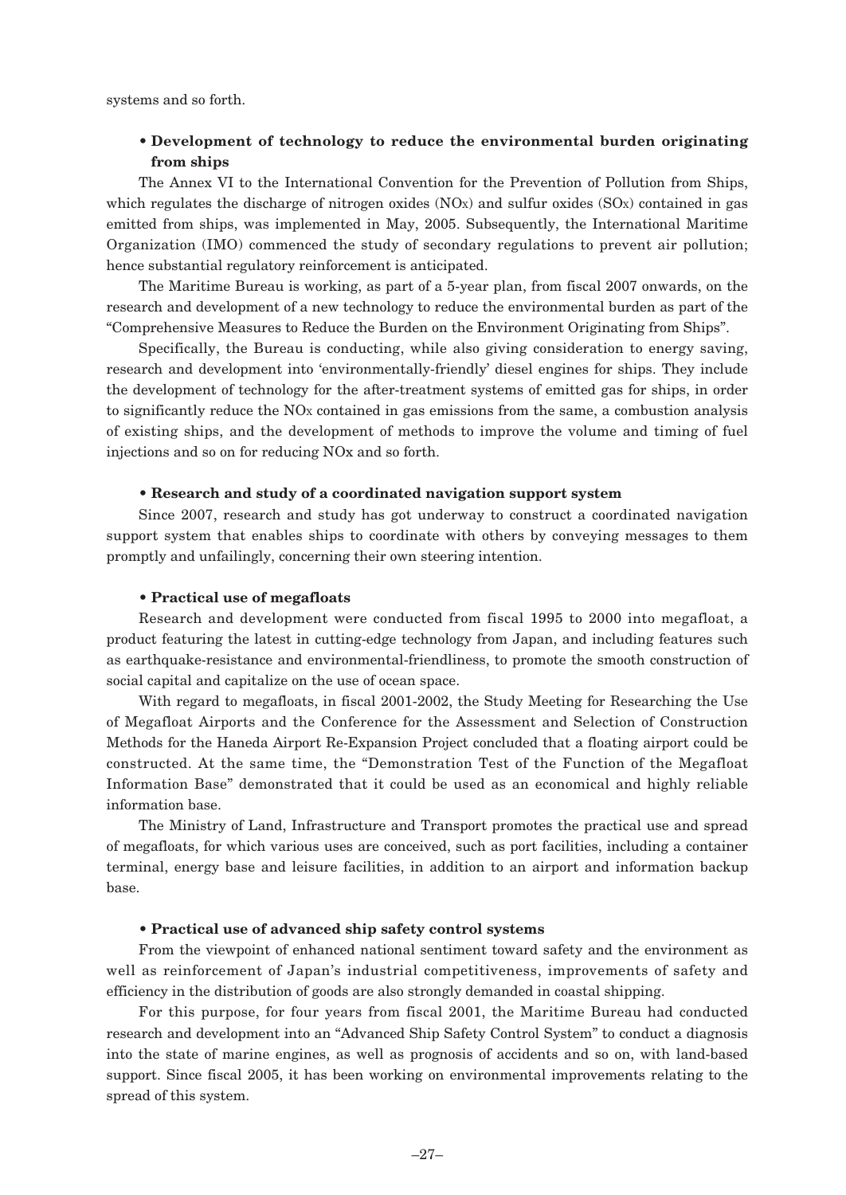systems and so forth.

- **Development of technology to reduce the environmental burden originating from ships**

The Annex VI to the International Convention for the Prevention of Pollution from Ships, which regulates the discharge of nitrogen oxides ($NO_X$) and sulfur oxides ($SO_X$) contained in gas emitted from ships, was implemented in May, 2005. Subsequently, the International Maritime Organization (IMO) commenced the study of secondary regulations to prevent air pollution; hence substantial regulatory reinforcement is anticipated.

The Maritime Bureau is working, as part of a 5-year plan, from fiscal 2007 onwards, on the research and development of a new technology to reduce the environmental burden as part of the "Comprehensive Measures to Reduce the Burden on the Environment Originating from Ships".

Specifically, the Bureau is conducting, while also giving consideration to energy saving, research and development into 'environmentally-friendly' diesel engines for ships. They include the development of technology for the after-treatment systems of emitted gas for ships, in order to significantly reduce the $NO_X$ contained in gas emissions from the same, a combustion analysis of existing ships, and the development of methods to improve the volume and timing of fuel injections and so on for reducing NOx and so forth.

- **Research and study of a coordinated navigation support system**

Since 2007, research and study has got underway to construct a coordinated navigation support system that enables ships to coordinate with others by conveying messages to them promptly and unfailingly, concerning their own steering intention.

- **Practical use of megafloats**

Research and development were conducted from fiscal 1995 to 2000 into megafloat, a product featuring the latest in cutting-edge technology from Japan, and including features such as earthquake-resistance and environmental-friendliness, to promote the smooth construction of social capital and capitalize on the use of ocean space.

With regard to megafloats, in fiscal 2001-2002, the Study Meeting for Researching the Use of Megafloat Airports and the Conference for the Assessment and Selection of Construction Methods for the Haneda Airport Re-Expansion Project concluded that a floating airport could be constructed. At the same time, the "Demonstration Test of the Function of the Megafloat Information Base" demonstrated that it could be used as an economical and highly reliable information base.

The Ministry of Land, Infrastructure and Transport promotes the practical use and spread of megafloats, for which various uses are conceived, such as port facilities, including a container terminal, energy base and leisure facilities, in addition to an airport and information backup base.

- **Practical use of advanced ship safety control systems**

From the viewpoint of enhanced national sentiment toward safety and the environment as well as reinforcement of Japan's industrial competitiveness, improvements of safety and efficiency in the distribution of goods are also strongly demanded in coastal shipping.

For this purpose, for four years from fiscal 2001, the Maritime Bureau had conducted research and development into an "Advanced Ship Safety Control System" to conduct a diagnosis into the state of marine engines, as well as prognosis of accidents and so on, with land-based support. Since fiscal 2005, it has been working on environmental improvements relating to the spread of this system.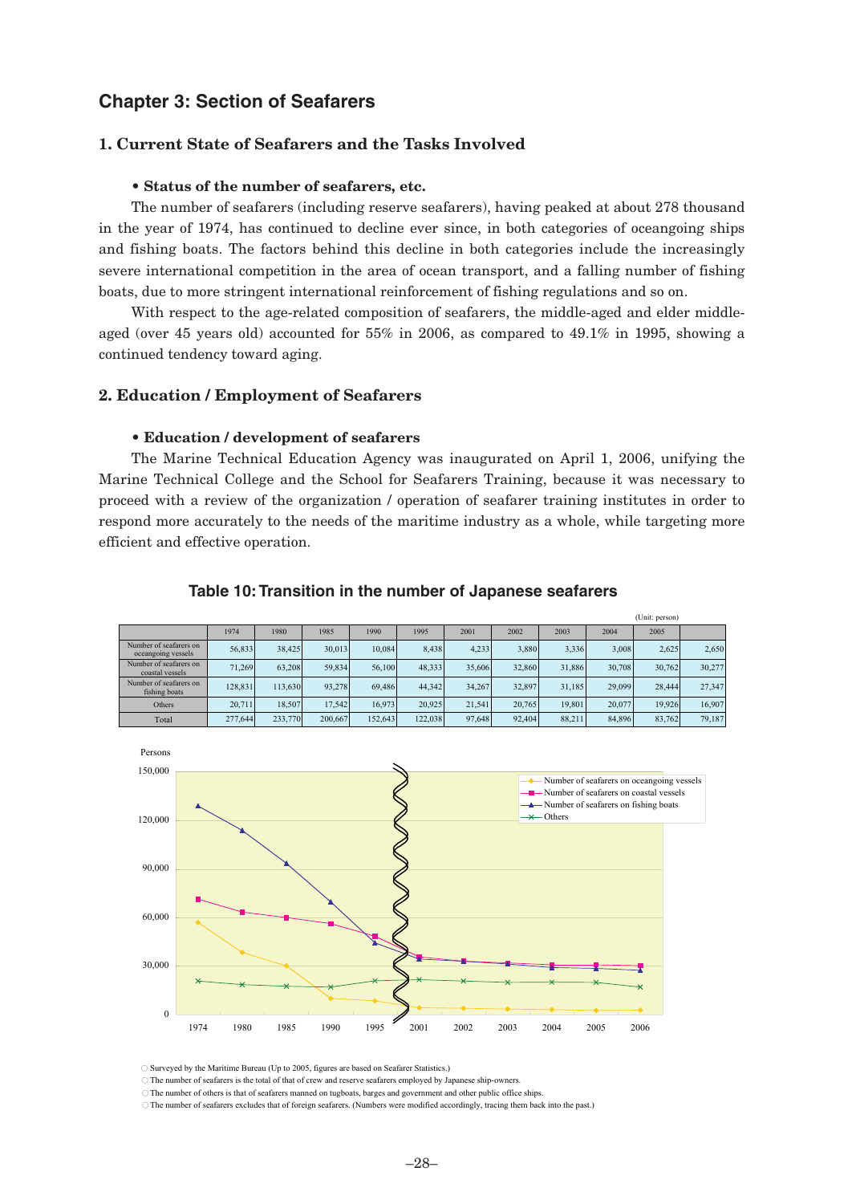## Chapter 3: Section of Seafarers

### 1. Current State of Seafarers and the Tasks Involved

**• Status of the number of seafarers, etc.**

The number of seafarers (including reserve seafarers), having peaked at about 278 thousand in the year of 1974, has continued to decline ever since, in both categories of oceangoing ships and fishing boats. The factors behind this decline in both categories include the increasingly severe international competition in the area of ocean transport, and a falling number of fishing boats, due to more stringent international reinforcement of fishing regulations and so on.

With respect to the age-related composition of seafarers, the middle-aged and elder middle-aged (over 45 years old) accounted for 55% in 2006, as compared to 49.1% in 1995, showing a continued tendency toward aging.

### 2. Education / Employment of Seafarers

**• Education / development of seafarers**

The Marine Technical Education Agency was inaugurated on April 1, 2006, unifying the Marine Technical College and the School for Seafarers Training, because it was necessary to proceed with a review of the organization / operation of seafarer training institutes in order to respond more accurately to the needs of the maritime industry as a whole, while targeting more efficient and effective operation.

**Table 10: Transition in the number of Japanese seafarers**

(Unit: person)

| | 1974 | 1980 | 1985 | 1990 | 1995 | 2001 | 2002 | 2003 | 2004 | 2005 | |
|---|---|---|---|---|---|---|---|---|---|---|---|
| Number of seafarers on oceangoing vessels | 56,833 | 38,425 | 30,013 | 10,084 | 8,438 | 4,233 | 3,880 | 3,336 | 3,008 | 2,625 | 2,650 |
| Number of seafarers on coastal vessels | 71,269 | 63,208 | 59,834 | 56,100 | 48,333 | 35,606 | 32,860 | 31,886 | 30,708 | 30,762 | 30,277 |
| Number of seafarers on fishing boats | 128,831 | 113,630 | 93,278 | 69,486 | 44,342 | 34,267 | 32,897 | 31,185 | 29,099 | 28,444 | 27,347 |
| Others | 20,711 | 18,507 | 17,542 | 16,973 | 20,925 | 21,541 | 20,765 | 19,801 | 20,077 | 19,926 | 16,907 |
| Total | 277,644 | 233,770 | 200,667 | 152,643 | 122,038 | 97,648 | 92,404 | 88,211 | 84,896 | 83,762 | 79,187 |

○ Surveyed by the Maritime Bureau (Up to 2005, figures are based on Seafarer Statistics.)
○ The number of seafarers is the total of that of crew and reserve seafarers employed by Japanese ship-owners.
○ The number of others is that of seafarers manned on tugboats, barges and government and other public office ships.
○ The number of seafarers excludes that of foreign seafarers. (Numbers were modified accordingly, tracing them back into the past.)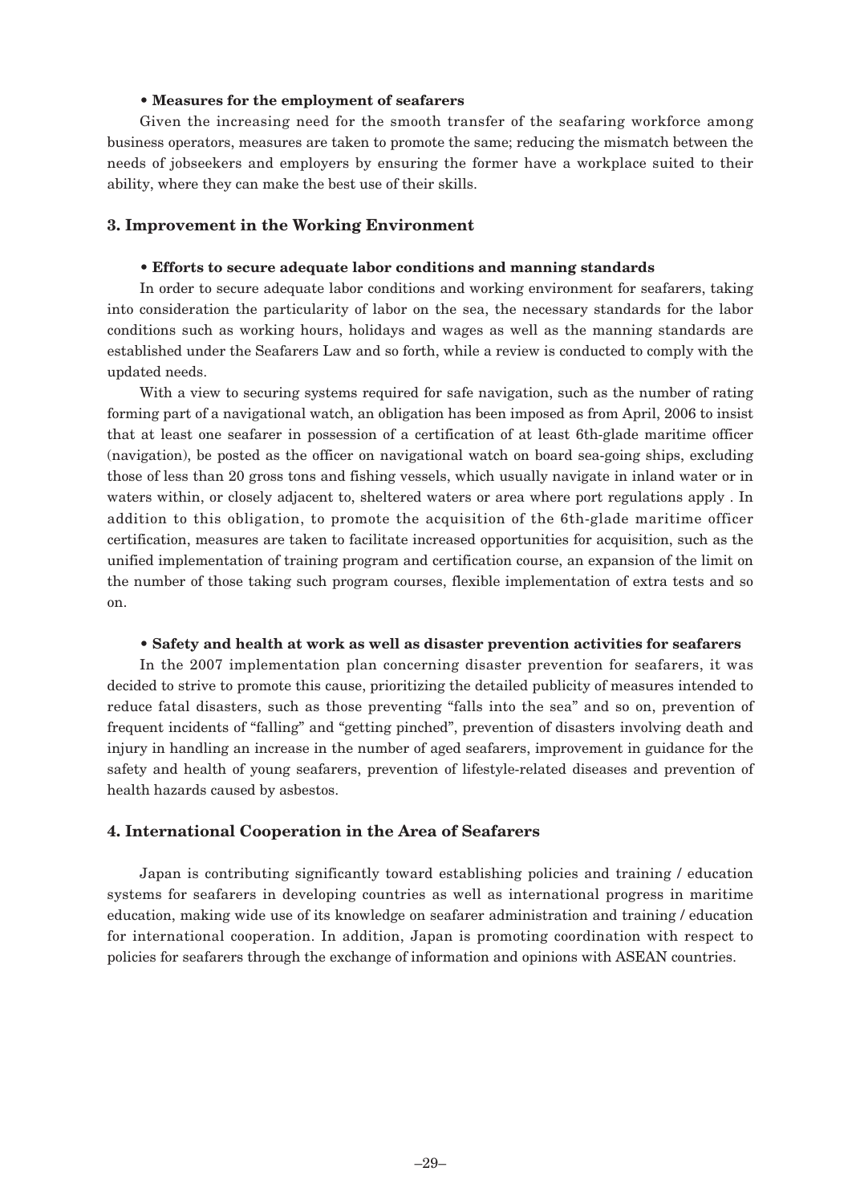**• Measures for the employment of seafarers**

Given the increasing need for the smooth transfer of the seafaring workforce among business operators, measures are taken to promote the same; reducing the mismatch between the needs of jobseekers and employers by ensuring the former have a workplace suited to their ability, where they can make the best use of their skills.

## 3. Improvement in the Working Environment

**• Efforts to secure adequate labor conditions and manning standards**

In order to secure adequate labor conditions and working environment for seafarers, taking into consideration the particularity of labor on the sea, the necessary standards for the labor conditions such as working hours, holidays and wages as well as the manning standards are established under the Seafarers Law and so forth, while a review is conducted to comply with the updated needs.

With a view to securing systems required for safe navigation, such as the number of rating forming part of a navigational watch, an obligation has been imposed as from April, 2006 to insist that at least one seafarer in possession of a certification of at least 6th-glade maritime officer (navigation), be posted as the officer on navigational watch on board sea-going ships, excluding those of less than 20 gross tons and fishing vessels, which usually navigate in inland water or in waters within, or closely adjacent to, sheltered waters or area where port regulations apply . In addition to this obligation, to promote the acquisition of the 6th-glade maritime officer certification, measures are taken to facilitate increased opportunities for acquisition, such as the unified implementation of training program and certification course, an expansion of the limit on the number of those taking such program courses, flexible implementation of extra tests and so on.

**• Safety and health at work as well as disaster prevention activities for seafarers**

In the 2007 implementation plan concerning disaster prevention for seafarers, it was decided to strive to promote this cause, prioritizing the detailed publicity of measures intended to reduce fatal disasters, such as those preventing "falls into the sea" and so on, prevention of frequent incidents of "falling" and "getting pinched", prevention of disasters involving death and injury in handling an increase in the number of aged seafarers, improvement in guidance for the safety and health of young seafarers, prevention of lifestyle-related diseases and prevention of health hazards caused by asbestos.

## 4. International Cooperation in the Area of Seafarers

Japan is contributing significantly toward establishing policies and training / education systems for seafarers in developing countries as well as international progress in maritime education, making wide use of its knowledge on seafarer administration and training / education for international cooperation. In addition, Japan is promoting coordination with respect to policies for seafarers through the exchange of information and opinions with ASEAN countries.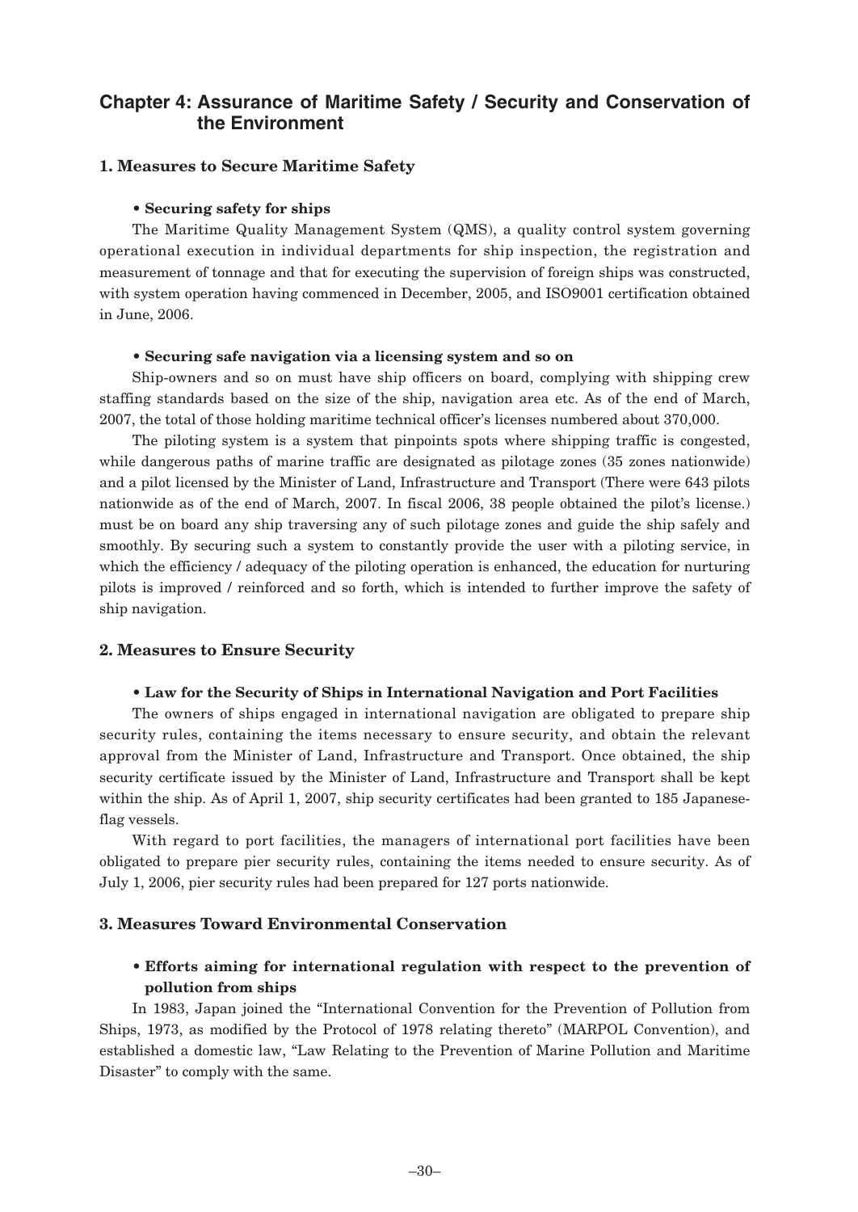## Chapter 4: Assurance of Maritime Safety / Security and Conservation of the Environment

### 1. Measures to Secure Maritime Safety

**• Securing safety for ships**

The Maritime Quality Management System (QMS), a quality control system governing operational execution in individual departments for ship inspection, the registration and measurement of tonnage and that for executing the supervision of foreign ships was constructed, with system operation having commenced in December, 2005, and ISO9001 certification obtained in June, 2006.

**• Securing safe navigation via a licensing system and so on**

Ship-owners and so on must have ship officers on board, complying with shipping crew staffing standards based on the size of the ship, navigation area etc. As of the end of March, 2007, the total of those holding maritime technical officer's licenses numbered about 370,000.

The piloting system is a system that pinpoints spots where shipping traffic is congested, while dangerous paths of marine traffic are designated as pilotage zones (35 zones nationwide) and a pilot licensed by the Minister of Land, Infrastructure and Transport (There were 643 pilots nationwide as of the end of March, 2007. In fiscal 2006, 38 people obtained the pilot's license.) must be on board any ship traversing any of such pilotage zones and guide the ship safely and smoothly. By securing such a system to constantly provide the user with a piloting service, in which the efficiency / adequacy of the piloting operation is enhanced, the education for nurturing pilots is improved / reinforced and so forth, which is intended to further improve the safety of ship navigation.

### 2. Measures to Ensure Security

**• Law for the Security of Ships in International Navigation and Port Facilities**

The owners of ships engaged in international navigation are obligated to prepare ship security rules, containing the items necessary to ensure security, and obtain the relevant approval from the Minister of Land, Infrastructure and Transport. Once obtained, the ship security certificate issued by the Minister of Land, Infrastructure and Transport shall be kept within the ship. As of April 1, 2007, ship security certificates had been granted to 185 Japanese-flag vessels.

With regard to port facilities, the managers of international port facilities have been obligated to prepare pier security rules, containing the items needed to ensure security. As of July 1, 2006, pier security rules had been prepared for 127 ports nationwide.

### 3. Measures Toward Environmental Conservation

**• Efforts aiming for international regulation with respect to the prevention of pollution from ships**

In 1983, Japan joined the "International Convention for the Prevention of Pollution from Ships, 1973, as modified by the Protocol of 1978 relating thereto" (MARPOL Convention), and established a domestic law, "Law Relating to the Prevention of Marine Pollution and Maritime Disaster" to comply with the same.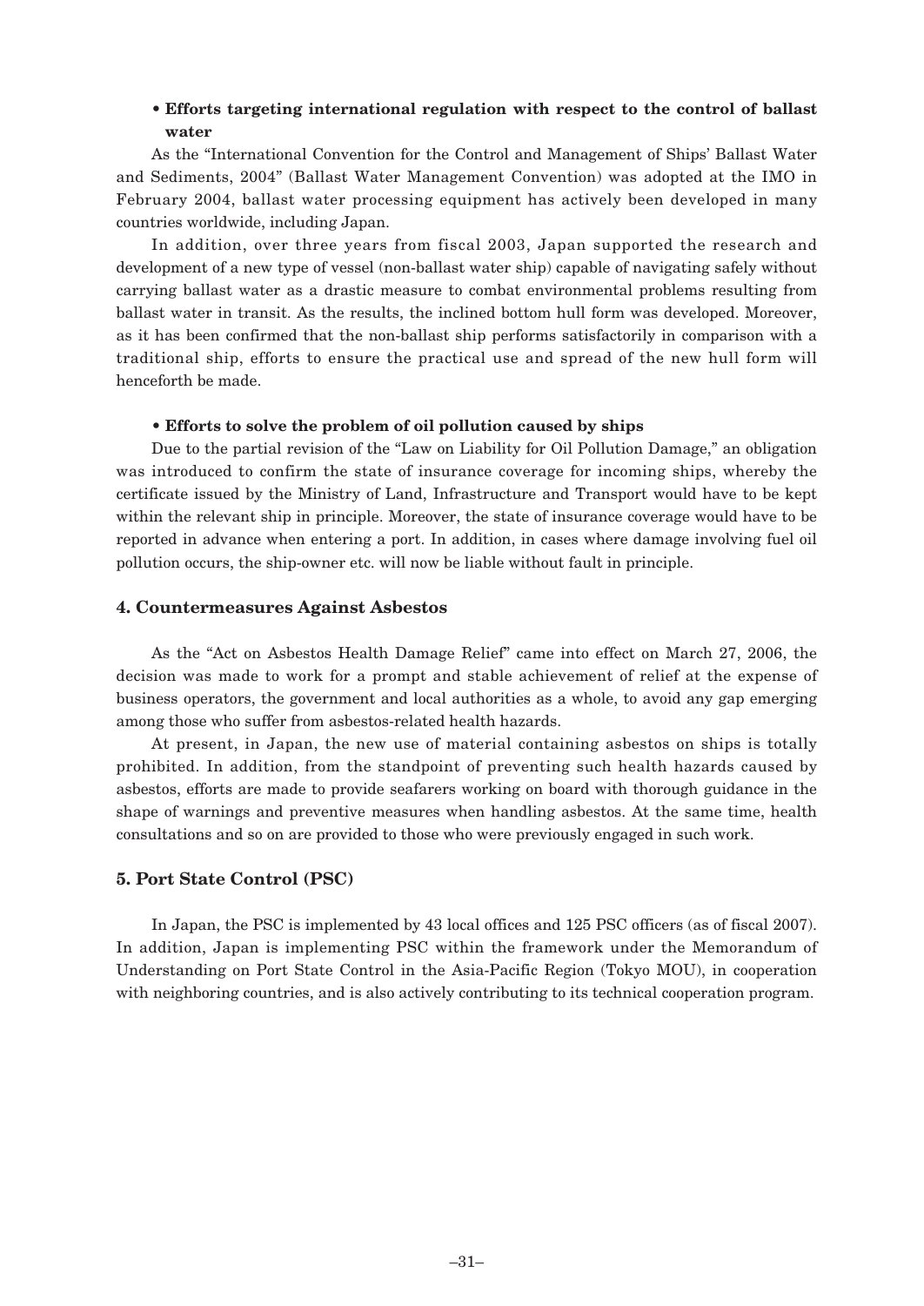**• Efforts targeting international regulation with respect to the control of ballast water**

As the "International Convention for the Control and Management of Ships' Ballast Water and Sediments, 2004" (Ballast Water Management Convention) was adopted at the IMO in February 2004, ballast water processing equipment has actively been developed in many countries worldwide, including Japan.

In addition, over three years from fiscal 2003, Japan supported the research and development of a new type of vessel (non-ballast water ship) capable of navigating safely without carrying ballast water as a drastic measure to combat environmental problems resulting from ballast water in transit. As the results, the inclined bottom hull form was developed. Moreover, as it has been confirmed that the non-ballast ship performs satisfactorily in comparison with a traditional ship, efforts to ensure the practical use and spread of the new hull form will henceforth be made.

**• Efforts to solve the problem of oil pollution caused by ships**

Due to the partial revision of the "Law on Liability for Oil Pollution Damage," an obligation was introduced to confirm the state of insurance coverage for incoming ships, whereby the certificate issued by the Ministry of Land, Infrastructure and Transport would have to be kept within the relevant ship in principle. Moreover, the state of insurance coverage would have to be reported in advance when entering a port. In addition, in cases where damage involving fuel oil pollution occurs, the ship-owner etc. will now be liable without fault in principle.

## 4. Countermeasures Against Asbestos

As the "Act on Asbestos Health Damage Relief" came into effect on March 27, 2006, the decision was made to work for a prompt and stable achievement of relief at the expense of business operators, the government and local authorities as a whole, to avoid any gap emerging among those who suffer from asbestos-related health hazards.

At present, in Japan, the new use of material containing asbestos on ships is totally prohibited. In addition, from the standpoint of preventing such health hazards caused by asbestos, efforts are made to provide seafarers working on board with thorough guidance in the shape of warnings and preventive measures when handling asbestos. At the same time, health consultations and so on are provided to those who were previously engaged in such work.

## 5. Port State Control (PSC)

In Japan, the PSC is implemented by 43 local offices and 125 PSC officers (as of fiscal 2007). In addition, Japan is implementing PSC within the framework under the Memorandum of Understanding on Port State Control in the Asia-Pacific Region (Tokyo MOU), in cooperation with neighboring countries, and is also actively contributing to its technical cooperation program.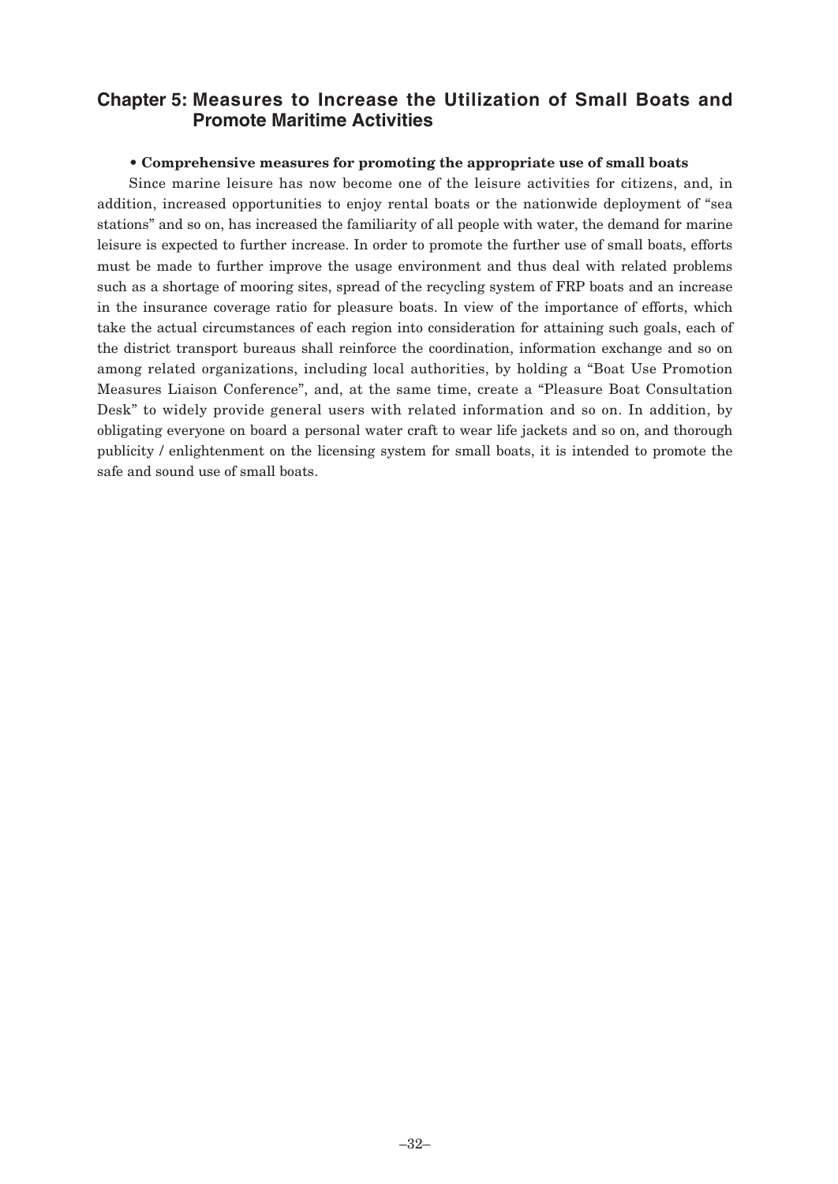## Chapter 5: Measures to Increase the Utilization of Small Boats and Promote Maritime Activities

**• Comprehensive measures for promoting the appropriate use of small boats**

Since marine leisure has now become one of the leisure activities for citizens, and, in addition, increased opportunities to enjoy rental boats or the nationwide deployment of "sea stations" and so on, has increased the familiarity of all people with water, the demand for marine leisure is expected to further increase. In order to promote the further use of small boats, efforts must be made to further improve the usage environment and thus deal with related problems such as a shortage of mooring sites, spread of the recycling system of FRP boats and an increase in the insurance coverage ratio for pleasure boats. In view of the importance of efforts, which take the actual circumstances of each region into consideration for attaining such goals, each of the district transport bureaus shall reinforce the coordination, information exchange and so on among related organizations, including local authorities, by holding a "Boat Use Promotion Measures Liaison Conference", and, at the same time, create a "Pleasure Boat Consultation Desk" to widely provide general users with related information and so on. In addition, by obligating everyone on board a personal water craft to wear life jackets and so on, and thorough publicity / enlightenment on the licensing system for small boats, it is intended to promote the safe and sound use of small boats.